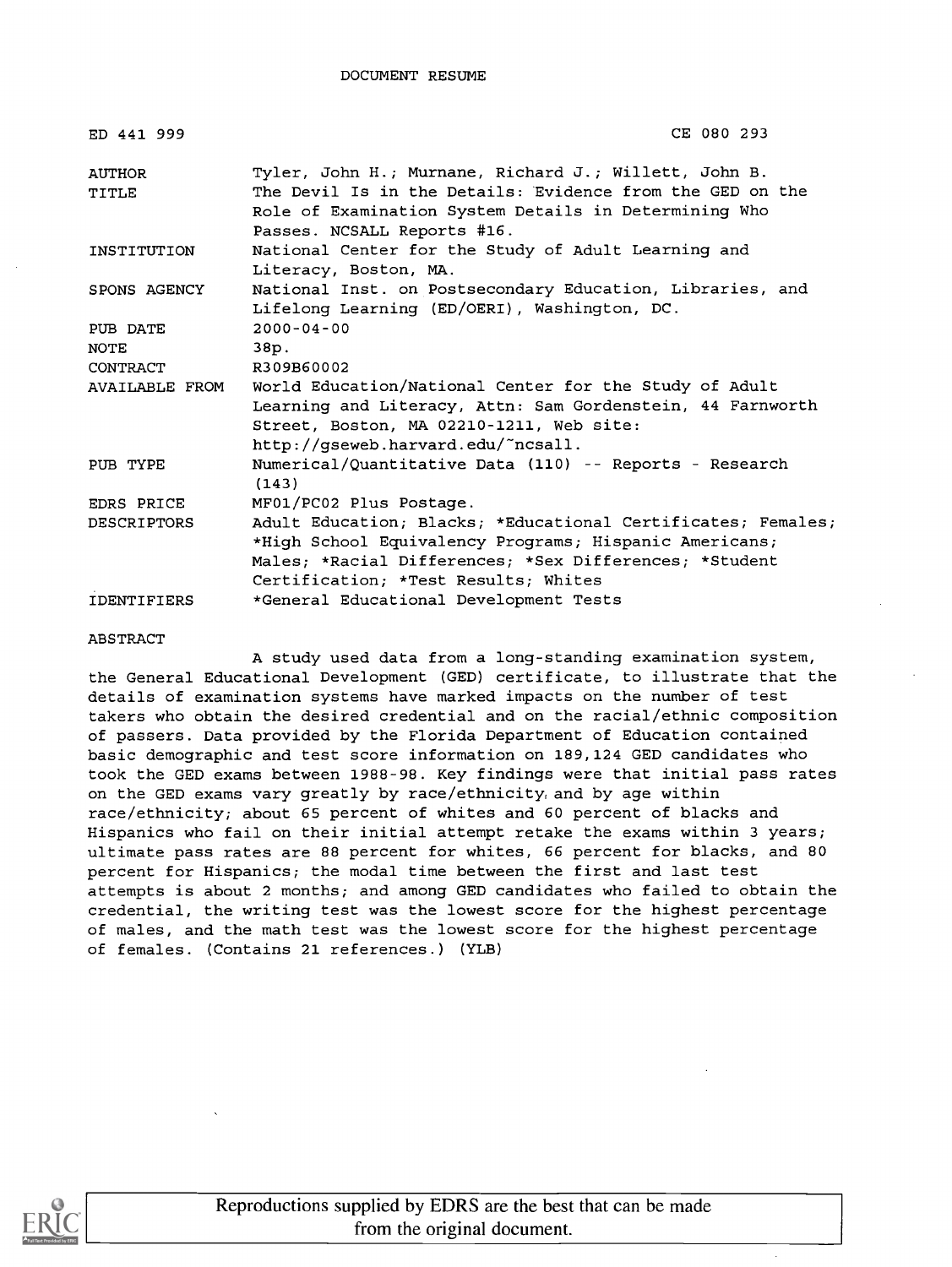DOCUMENT RESUME

| ED 441 999 | CE 080 293 |
|---|---|
| AUTHOR | Tyler, John H.; Murnane, Richard J.; Willett, John B. |
| TITLE | The Devil Is in the Details: Evidence from the GED on the Role of Examination System Details in Determining Who Passes. NCSALL Reports #16. |
| INSTITUTION | National Center for the Study of Adult Learning and Literacy, Boston, MA. |
| SPONS AGENCY | National Inst. on Postsecondary Education, Libraries, and Lifelong Learning (ED/OERI), Washington, DC. |
| PUB DATE | 2000-04-00 |
| NOTE | 38p. |
| CONTRACT | R309B60002 |
| AVAILABLE FROM | World Education/National Center for the Study of Adult Learning and Literacy, Attn: Sam Gordenstein, 44 Farnworth Street, Boston, MA 02210-1211, Web site: http://gseweb.harvard.edu/~ncsall. |
| PUB TYPE | Numerical/Quantitative Data (110) -- Reports - Research (143) |
| EDRS PRICE | MF01/PC02 Plus Postage. |
| DESCRIPTORS | Adult Education; Blacks; *Educational Certificates; Females; *High School Equivalency Programs; Hispanic Americans; Males; *Racial Differences; *Sex Differences; *Student Certification; *Test Results; Whites |
| IDENTIFIERS | *General Educational Development Tests |

ABSTRACT

A study used data from a long-standing examination system, the General Educational Development (GED) certificate, to illustrate that the details of examination systems have marked impacts on the number of test takers who obtain the desired credential and on the racial/ethnic composition of passers. Data provided by the Florida Department of Education contained basic demographic and test score information on 189,124 GED candidates who took the GED exams between 1988-98. Key findings were that initial pass rates on the GED exams vary greatly by race/ethnicity and by age within race/ethnicity; about 65 percent of whites and 60 percent of blacks and Hispanics who fail on their initial attempt retake the exams within 3 years; ultimate pass rates are 88 percent for whites, 66 percent for blacks, and 80 percent for Hispanics; the modal time between the first and last test attempts is about 2 months; and among GED candidates who failed to obtain the credential, the writing test was the lowest score for the highest percentage of males, and the math test was the lowest score for the highest percentage of females. (Contains 21 references.) (YLB)

Reproductions supplied by EDRS are the best that can be made from the original document.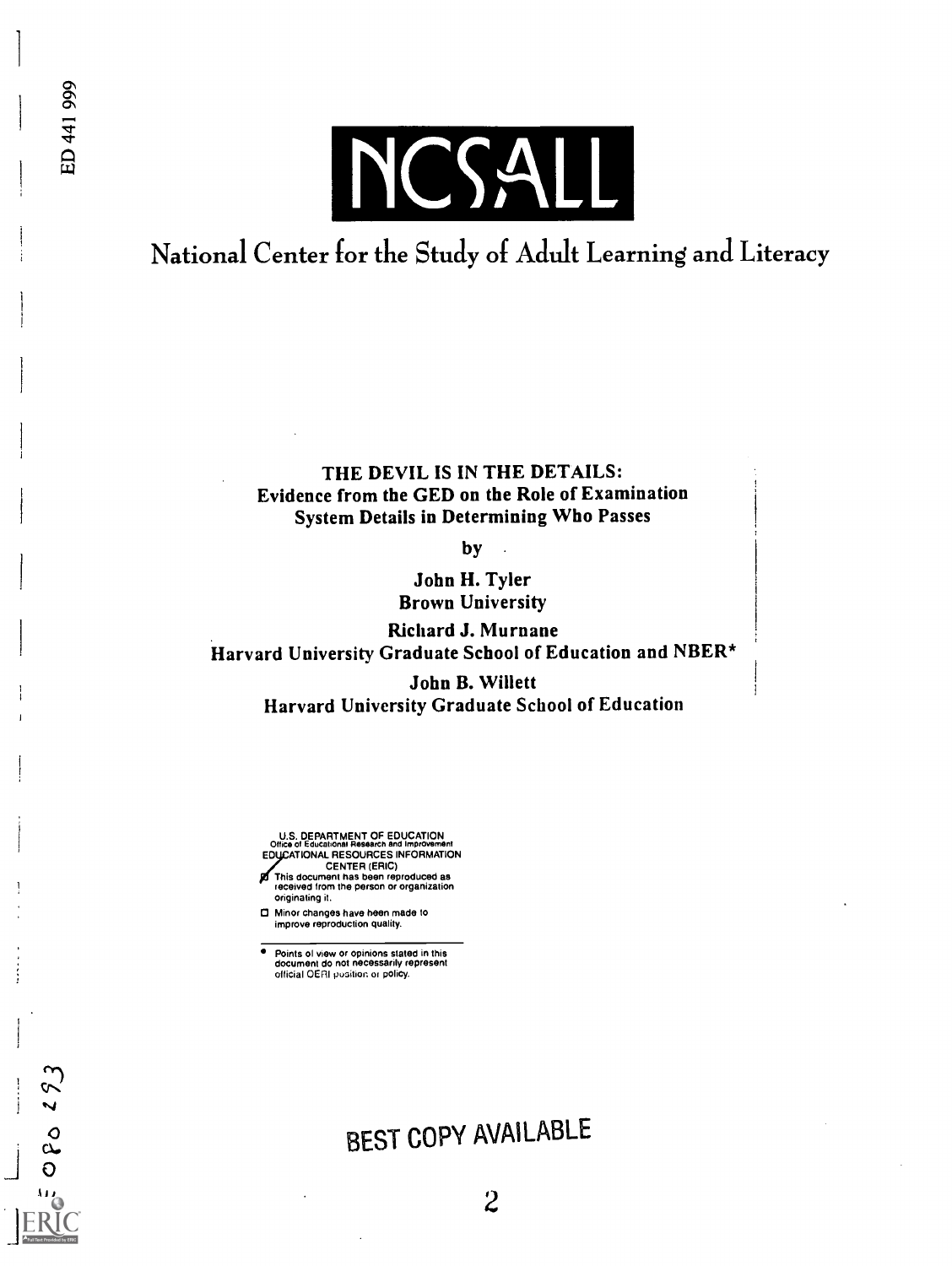# NCSALL

## National Center for the Study of Adult Learning and Literacy

**THE DEVIL IS IN THE DETAILS:**
**Evidence from the GED on the Role of Examination System Details in Determining Who Passes**

by

**John H. Tyler**
**Brown University**

**Richard J. Murnane**
**Harvard University Graduate School of Education and NBER***

**John B. Willett**
**Harvard University Graduate School of Education**

U.S. DEPARTMENT OF EDUCATION
Office of Educational Research and Improvement
EDUCATIONAL RESOURCES INFORMATION CENTER (ERIC)

- This document has been reproduced as received from the person or organization originating it.
- Minor changes have been made to improve reproduction quality.

- Points of view or opinions stated in this document do not necessarily represent official OERI position or policy.

BEST COPY AVAILABLE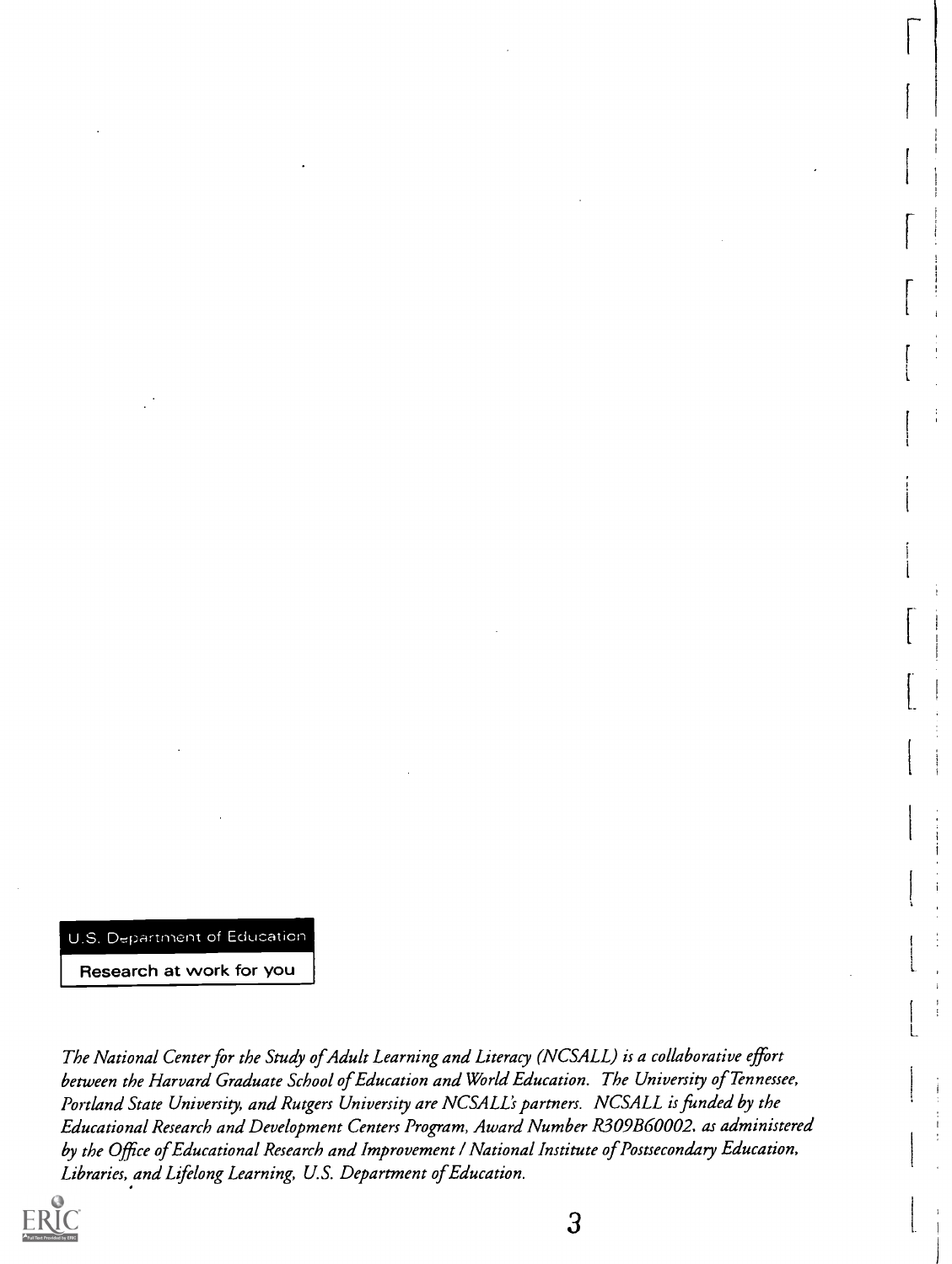U.S. Department of Education

**Research at work for you**

*The National Center for the Study of Adult Learning and Literacy (NCSALL) is a collaborative effort between the Harvard Graduate School of Education and World Education. The University of Tennessee, Portland State University, and Rutgers University are NCSALL's partners. NCSALL is funded by the Educational Research and Development Centers Program, Award Number R309B60002, as administered by the Office of Educational Research and Improvement / National Institute of Postsecondary Education, Libraries, and Lifelong Learning, U.S. Department of Education.*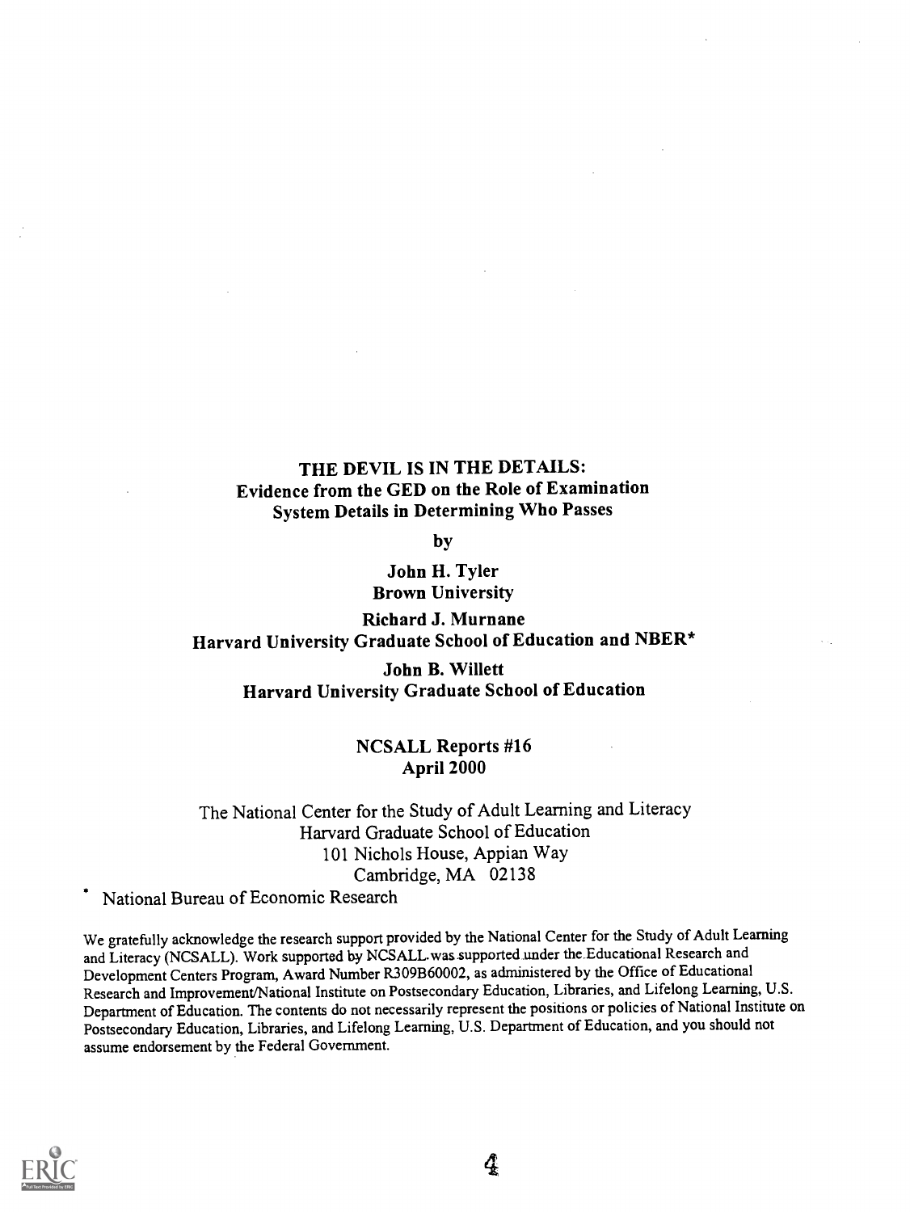# THE DEVIL IS IN THE DETAILS:
## Evidence from the GED on the Role of Examination System Details in Determining Who Passes

by

**John H. Tyler**
**Brown University**

**Richard J. Murnane**
**Harvard University Graduate School of Education and NBER***

**John B. Willett**
**Harvard University Graduate School of Education**

**NCSALL Reports #16**
**April 2000**

The National Center for the Study of Adult Learning and Literacy
Harvard Graduate School of Education
101 Nichols House, Appian Way
Cambridge, MA 02138

* National Bureau of Economic Research

We gratefully acknowledge the research support provided by the National Center for the Study of Adult Learning and Literacy (NCSALL). Work supported by NCSALL was supported under the Educational Research and Development Centers Program, Award Number R309B60002, as administered by the Office of Educational Research and Improvement/National Institute on Postsecondary Education, Libraries, and Lifelong Learning, U.S. Department of Education. The contents do not necessarily represent the positions or policies of National Institute on Postsecondary Education, Libraries, and Lifelong Learning, U.S. Department of Education, and you should not assume endorsement by the Federal Government.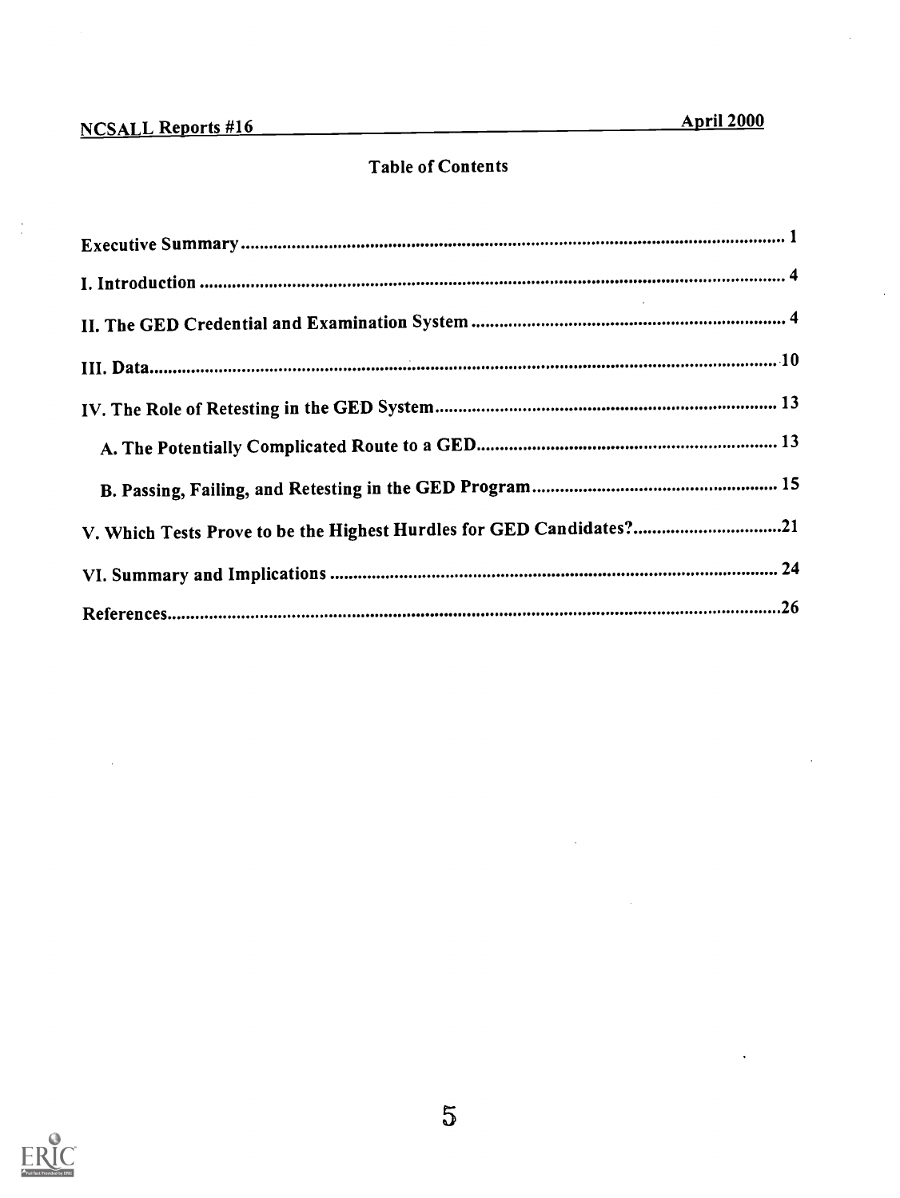## Table of Contents

Executive Summary ..... 1

I. Introduction ..... 4

II. The GED Credential and Examination System ..... 4

III. Data ..... 10

IV. The Role of Retesting in the GED System ..... 13

- A. The Potentially Complicated Route to a GED ..... 13
- B. Passing, Failing, and Retesting in the GED Program ..... 15

V. Which Tests Prove to be the Highest Hurdles for GED Candidates? ..... 21

VI. Summary and Implications ..... 24

References ..... 26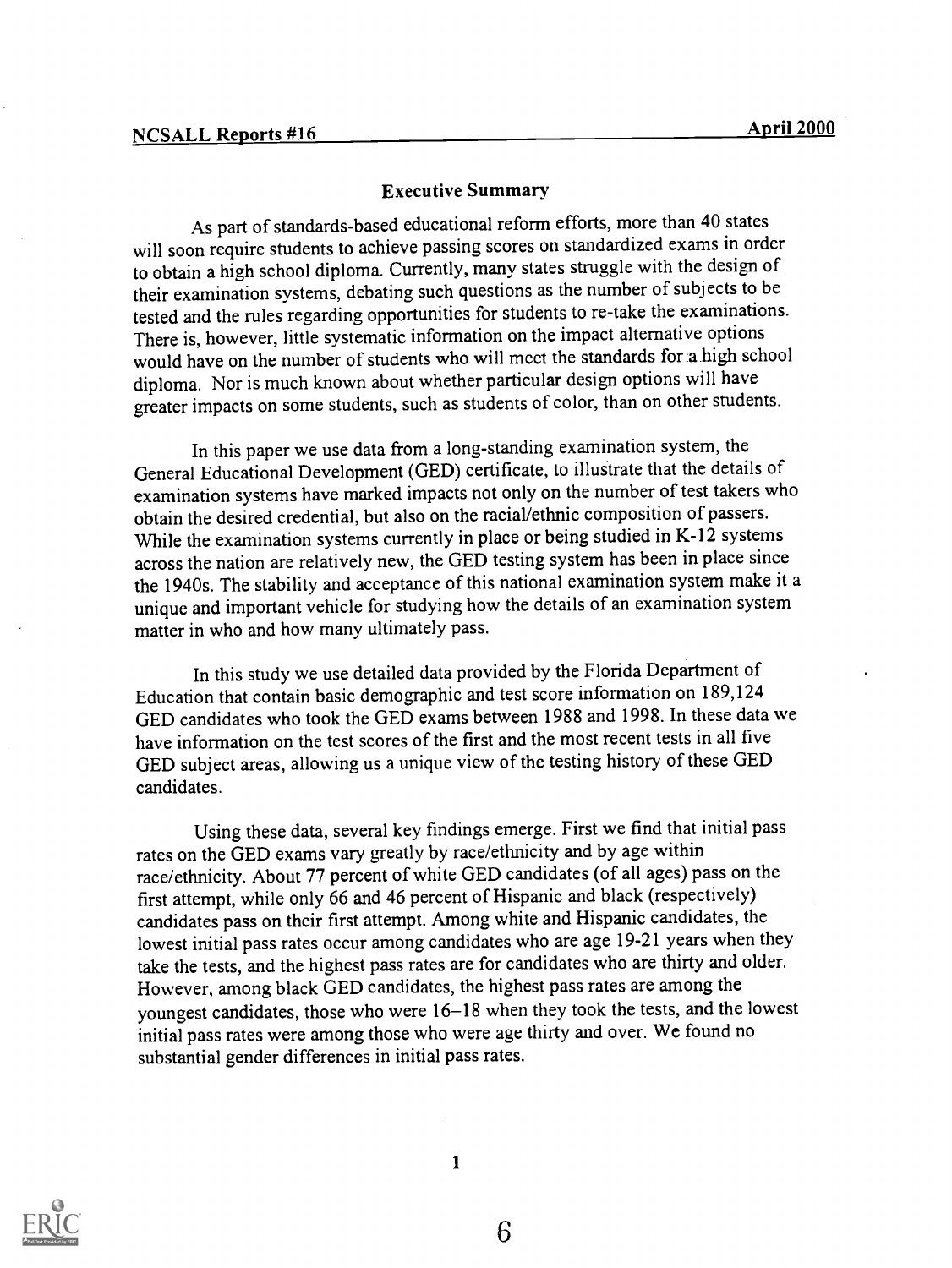## Executive Summary

As part of standards-based educational reform efforts, more than 40 states will soon require students to achieve passing scores on standardized exams in order to obtain a high school diploma. Currently, many states struggle with the design of their examination systems, debating such questions as the number of subjects to be tested and the rules regarding opportunities for students to re-take the examinations. There is, however, little systematic information on the impact alternative options would have on the number of students who will meet the standards for a high school diploma. Nor is much known about whether particular design options will have greater impacts on some students, such as students of color, than on other students.

In this paper we use data from a long-standing examination system, the General Educational Development (GED) certificate, to illustrate that the details of examination systems have marked impacts not only on the number of test takers who obtain the desired credential, but also on the racial/ethnic composition of passers. While the examination systems currently in place or being studied in K-12 systems across the nation are relatively new, the GED testing system has been in place since the 1940s. The stability and acceptance of this national examination system make it a unique and important vehicle for studying how the details of an examination system matter in who and how many ultimately pass.

In this study we use detailed data provided by the Florida Department of Education that contain basic demographic and test score information on 189,124 GED candidates who took the GED exams between 1988 and 1998. In these data we have information on the test scores of the first and the most recent tests in all five GED subject areas, allowing us a unique view of the testing history of these GED candidates.

Using these data, several key findings emerge. First we find that initial pass rates on the GED exams vary greatly by race/ethnicity and by age within race/ethnicity. About 77 percent of white GED candidates (of all ages) pass on the first attempt, while only 66 and 46 percent of Hispanic and black (respectively) candidates pass on their first attempt. Among white and Hispanic candidates, the lowest initial pass rates occur among candidates who are age 19-21 years when they take the tests, and the highest pass rates are for candidates who are thirty and older. However, among black GED candidates, the highest pass rates are among the youngest candidates, those who were 16–18 when they took the tests, and the lowest initial pass rates were among those who were age thirty and over. We found no substantial gender differences in initial pass rates.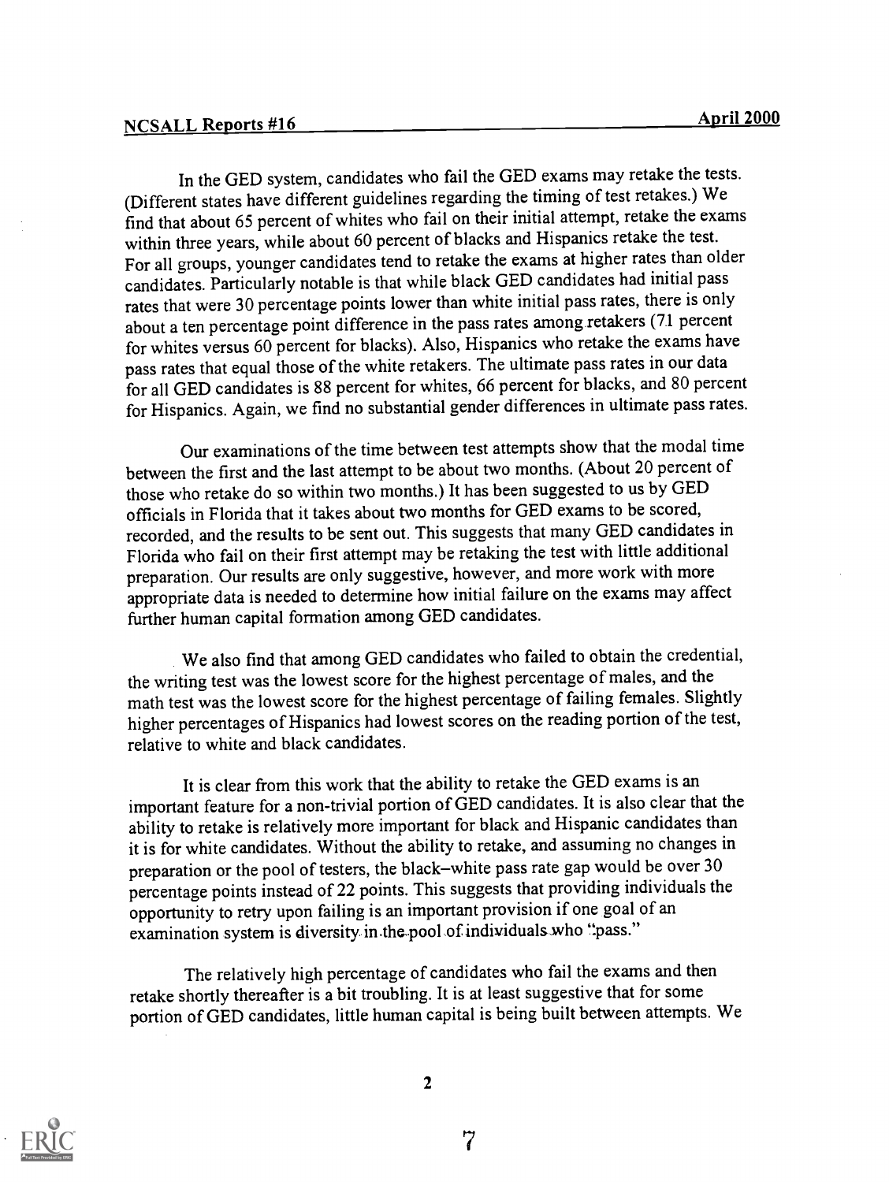In the GED system, candidates who fail the GED exams may retake the tests. (Different states have different guidelines regarding the timing of test retakes.) We find that about 65 percent of whites who fail on their initial attempt, retake the exams within three years, while about 60 percent of blacks and Hispanics retake the test. For all groups, younger candidates tend to retake the exams at higher rates than older candidates. Particularly notable is that while black GED candidates had initial pass rates that were 30 percentage points lower than white initial pass rates, there is only about a ten percentage point difference in the pass rates among retakers (71 percent for whites versus 60 percent for blacks). Also, Hispanics who retake the exams have pass rates that equal those of the white retakers. The ultimate pass rates in our data for all GED candidates is 88 percent for whites, 66 percent for blacks, and 80 percent for Hispanics. Again, we find no substantial gender differences in ultimate pass rates.

Our examinations of the time between test attempts show that the modal time between the first and the last attempt to be about two months. (About 20 percent of those who retake do so within two months.) It has been suggested to us by GED officials in Florida that it takes about two months for GED exams to be scored, recorded, and the results to be sent out. This suggests that many GED candidates in Florida who fail on their first attempt may be retaking the test with little additional preparation. Our results are only suggestive, however, and more work with more appropriate data is needed to determine how initial failure on the exams may affect further human capital formation among GED candidates.

We also find that among GED candidates who failed to obtain the credential, the writing test was the lowest score for the highest percentage of males, and the math test was the lowest score for the highest percentage of failing females. Slightly higher percentages of Hispanics had lowest scores on the reading portion of the test, relative to white and black candidates.

It is clear from this work that the ability to retake the GED exams is an important feature for a non-trivial portion of GED candidates. It is also clear that the ability to retake is relatively more important for black and Hispanic candidates than it is for white candidates. Without the ability to retake, and assuming no changes in preparation or the pool of testers, the black–white pass rate gap would be over 30 percentage points instead of 22 points. This suggests that providing individuals the opportunity to retry upon failing is an important provision if one goal of an examination system is diversity in the pool of individuals who "pass."

The relatively high percentage of candidates who fail the exams and then retake shortly thereafter is a bit troubling. It is at least suggestive that for some portion of GED candidates, little human capital is being built between attempts. We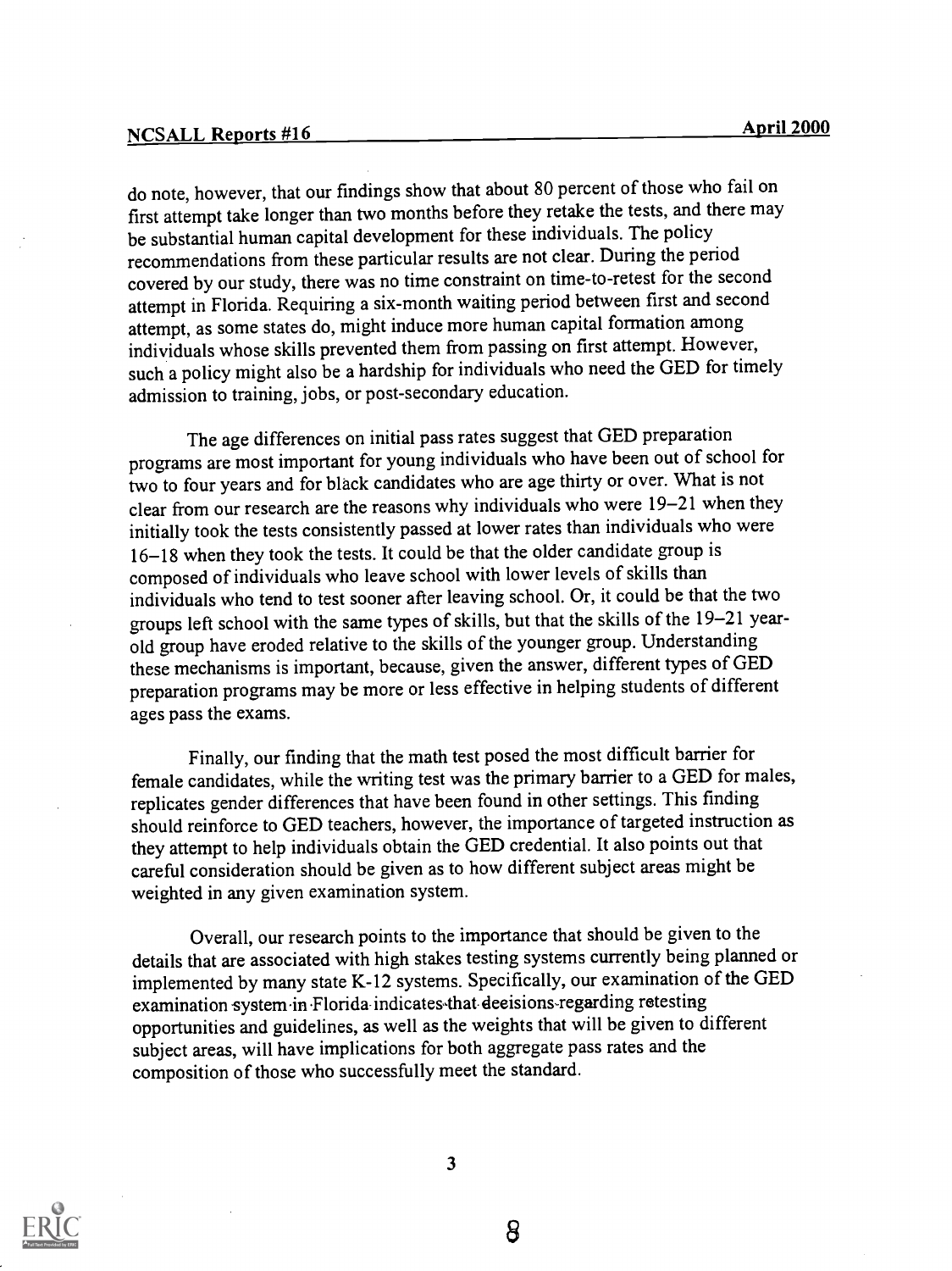do note, however, that our findings show that about 80 percent of those who fail on first attempt take longer than two months before they retake the tests, and there may be substantial human capital development for these individuals. The policy recommendations from these particular results are not clear. During the period covered by our study, there was no time constraint on time-to-retest for the second attempt in Florida. Requiring a six-month waiting period between first and second attempt, as some states do, might induce more human capital formation among individuals whose skills prevented them from passing on first attempt. However, such a policy might also be a hardship for individuals who need the GED for timely admission to training, jobs, or post-secondary education.

The age differences on initial pass rates suggest that GED preparation programs are most important for young individuals who have been out of school for two to four years and for black candidates who are age thirty or over. What is not clear from our research are the reasons why individuals who were 19–21 when they initially took the tests consistently passed at lower rates than individuals who were 16–18 when they took the tests. It could be that the older candidate group is composed of individuals who leave school with lower levels of skills than individuals who tend to test sooner after leaving school. Or, it could be that the two groups left school with the same types of skills, but that the skills of the 19–21 year-old group have eroded relative to the skills of the younger group. Understanding these mechanisms is important, because, given the answer, different types of GED preparation programs may be more or less effective in helping students of different ages pass the exams.

Finally, our finding that the math test posed the most difficult barrier for female candidates, while the writing test was the primary barrier to a GED for males, replicates gender differences that have been found in other settings. This finding should reinforce to GED teachers, however, the importance of targeted instruction as they attempt to help individuals obtain the GED credential. It also points out that careful consideration should be given as to how different subject areas might be weighted in any given examination system.

Overall, our research points to the importance that should be given to the details that are associated with high stakes testing systems currently being planned or implemented by many state K-12 systems. Specifically, our examination of the GED examination system in Florida indicates that decisions regarding retesting opportunities and guidelines, as well as the weights that will be given to different subject areas, will have implications for both aggregate pass rates and the composition of those who successfully meet the standard.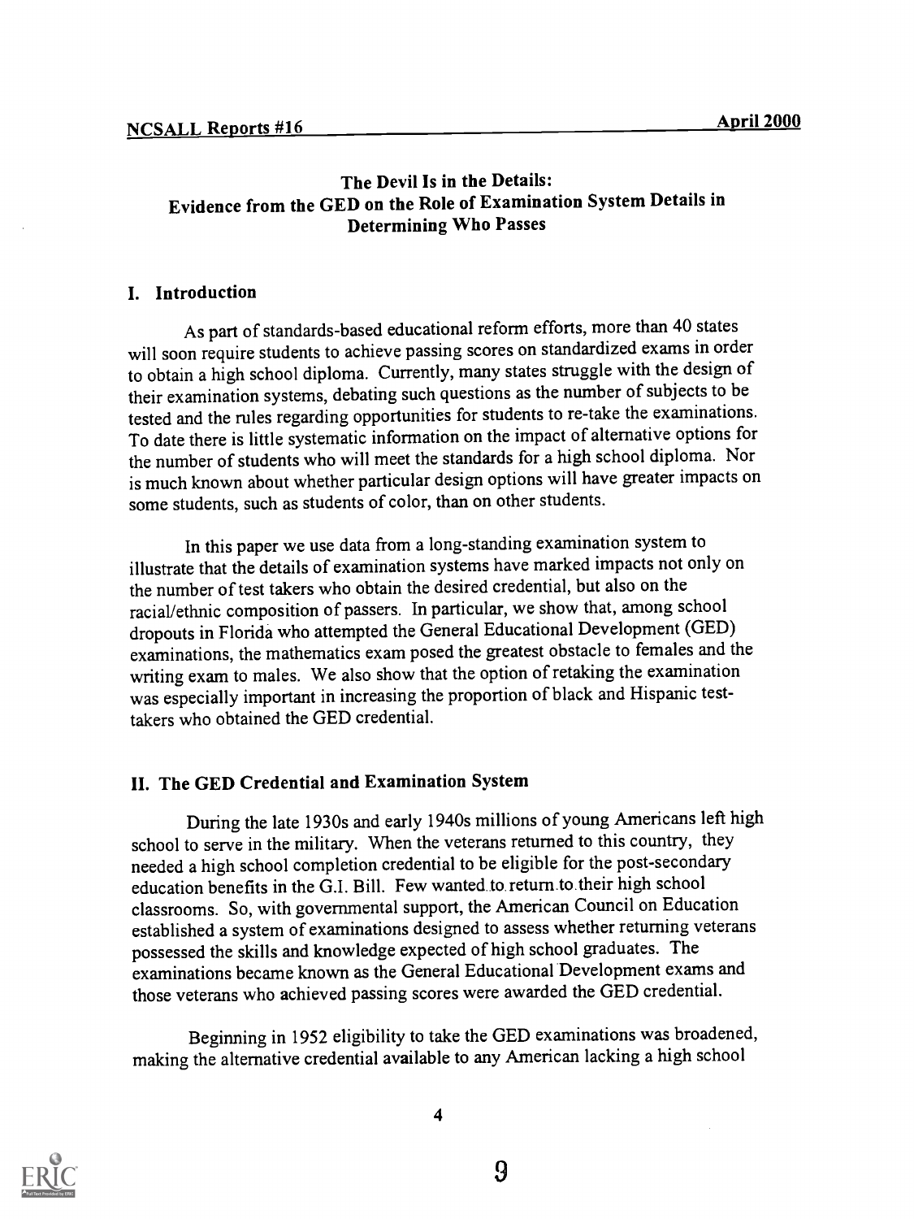# The Devil Is in the Details: Evidence from the GED on the Role of Examination System Details in Determining Who Passes

## I. Introduction

As part of standards-based educational reform efforts, more than 40 states will soon require students to achieve passing scores on standardized exams in order to obtain a high school diploma. Currently, many states struggle with the design of their examination systems, debating such questions as the number of subjects to be tested and the rules regarding opportunities for students to re-take the examinations. To date there is little systematic information on the impact of alternative options for the number of students who will meet the standards for a high school diploma. Nor is much known about whether particular design options will have greater impacts on some students, such as students of color, than on other students.

In this paper we use data from a long-standing examination system to illustrate that the details of examination systems have marked impacts not only on the number of test takers who obtain the desired credential, but also on the racial/ethnic composition of passers. In particular, we show that, among school dropouts in Florida who attempted the General Educational Development (GED) examinations, the mathematics exam posed the greatest obstacle to females and the writing exam to males. We also show that the option of retaking the examination was especially important in increasing the proportion of black and Hispanic test-takers who obtained the GED credential.

## II. The GED Credential and Examination System

During the late 1930s and early 1940s millions of young Americans left high school to serve in the military. When the veterans returned to this country, they needed a high school completion credential to be eligible for the post-secondary education benefits in the G.I. Bill. Few wanted to return to their high school classrooms. So, with governmental support, the American Council on Education established a system of examinations designed to assess whether returning veterans possessed the skills and knowledge expected of high school graduates. The examinations became known as the General Educational Development exams and those veterans who achieved passing scores were awarded the GED credential.

Beginning in 1952 eligibility to take the GED examinations was broadened, making the alternative credential available to any American lacking a high school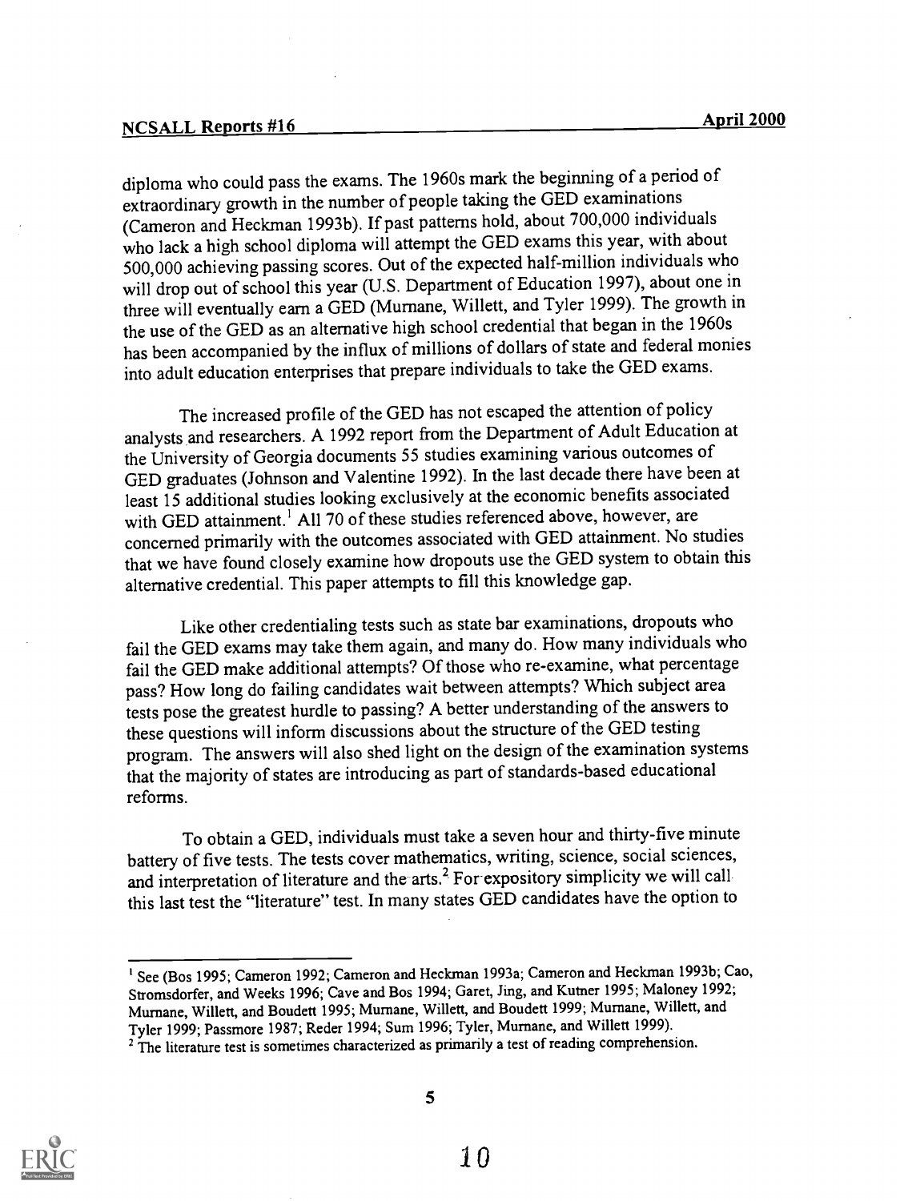diploma who could pass the exams. The 1960s mark the beginning of a period of extraordinary growth in the number of people taking the GED examinations (Cameron and Heckman 1993b). If past patterns hold, about 700,000 individuals who lack a high school diploma will attempt the GED exams this year, with about 500,000 achieving passing scores. Out of the expected half-million individuals who will drop out of school this year (U.S. Department of Education 1997), about one in three will eventually earn a GED (Murnane, Willett, and Tyler 1999). The growth in the use of the GED as an alternative high school credential that began in the 1960s has been accompanied by the influx of millions of dollars of state and federal monies into adult education enterprises that prepare individuals to take the GED exams.

The increased profile of the GED has not escaped the attention of policy analysts and researchers. A 1992 report from the Department of Adult Education at the University of Georgia documents 55 studies examining various outcomes of GED graduates (Johnson and Valentine 1992). In the last decade there have been at least 15 additional studies looking exclusively at the economic benefits associated with GED attainment.[1] All 70 of these studies referenced above, however, are concerned primarily with the outcomes associated with GED attainment. No studies that we have found closely examine how dropouts use the GED system to obtain this alternative credential. This paper attempts to fill this knowledge gap.

Like other credentialing tests such as state bar examinations, dropouts who fail the GED exams may take them again, and many do. How many individuals who fail the GED make additional attempts? Of those who re-examine, what percentage pass? How long do failing candidates wait between attempts? Which subject area tests pose the greatest hurdle to passing? A better understanding of the answers to these questions will inform discussions about the structure of the GED testing program. The answers will also shed light on the design of the examination systems that the majority of states are introducing as part of standards-based educational reforms.

To obtain a GED, individuals must take a seven hour and thirty-five minute battery of five tests. The tests cover mathematics, writing, science, social sciences, and interpretation of literature and the arts.[2] For expository simplicity we will call this last test the "literature" test. In many states GED candidates have the option to

[1] See (Bos 1995; Cameron 1992; Cameron and Heckman 1993a; Cameron and Heckman 1993b; Cao, Stromsdorfer, and Weeks 1996; Cave and Bos 1994; Garet, Jing, and Kutner 1995; Maloney 1992; Murnane, Willett, and Boudett 1995; Murnane, Willett, and Boudett 1999; Murnane, Willett, and Tyler 1999; Passmore 1987; Reder 1994; Sum 1996; Tyler, Murnane, and Willett 1999).

[2] The literature test is sometimes characterized as primarily a test of reading comprehension.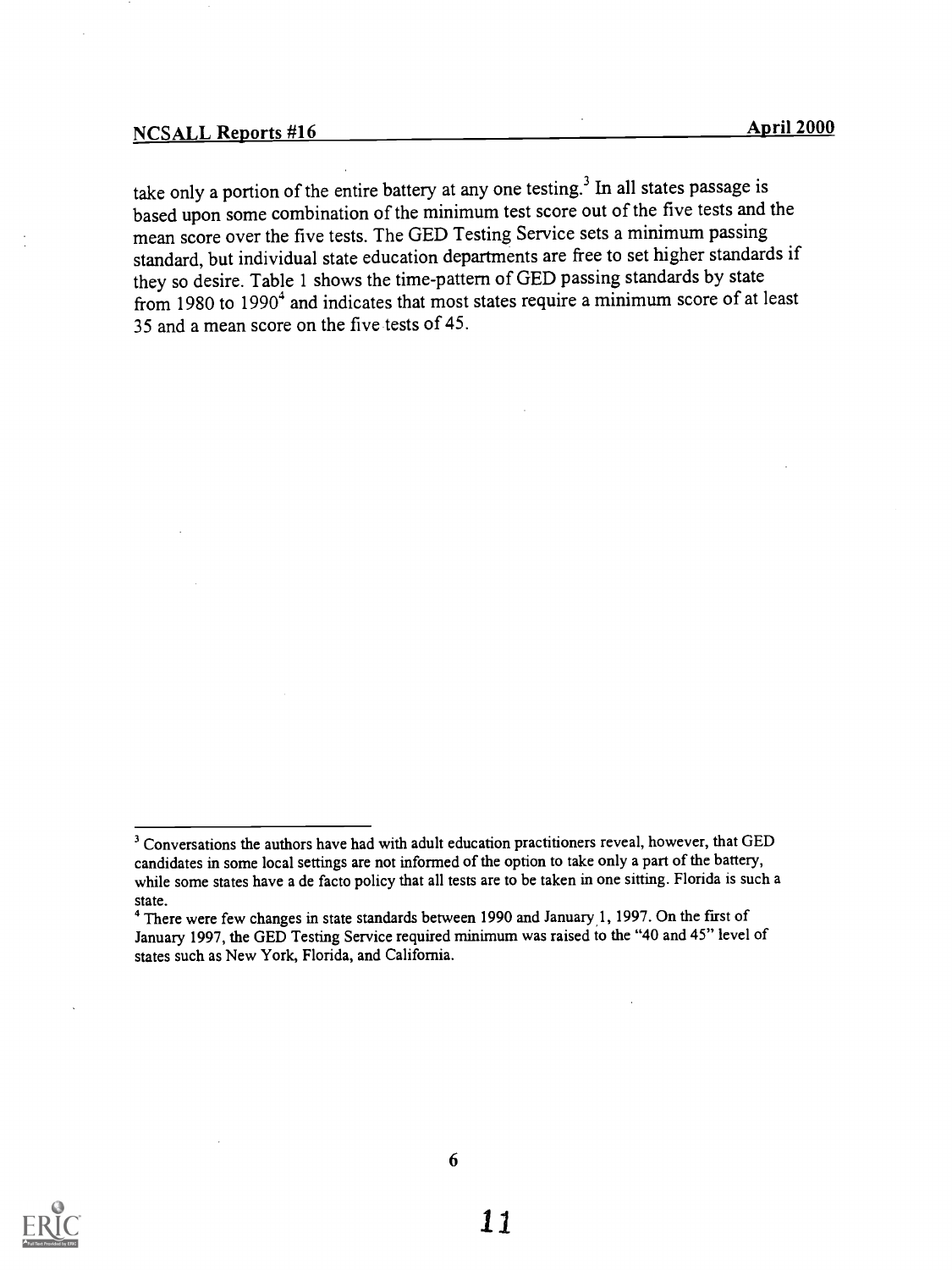take only a portion of the entire battery at any one testing.[3] In all states passage is based upon some combination of the minimum test score out of the five tests and the mean score over the five tests. The GED Testing Service sets a minimum passing standard, but individual state education departments are free to set higher standards if they so desire. Table 1 shows the time-pattern of GED passing standards by state from 1980 to 1990[4] and indicates that most states require a minimum score of at least 35 and a mean score on the five tests of 45.

---

[3] Conversations the authors have had with adult education practitioners reveal, however, that GED candidates in some local settings are not informed of the option to take only a part of the battery, while some states have a de facto policy that all tests are to be taken in one sitting. Florida is such a state.

[4] There were few changes in state standards between 1990 and January 1, 1997. On the first of January 1997, the GED Testing Service required minimum was raised to the "40 and 45" level of states such as New York, Florida, and California.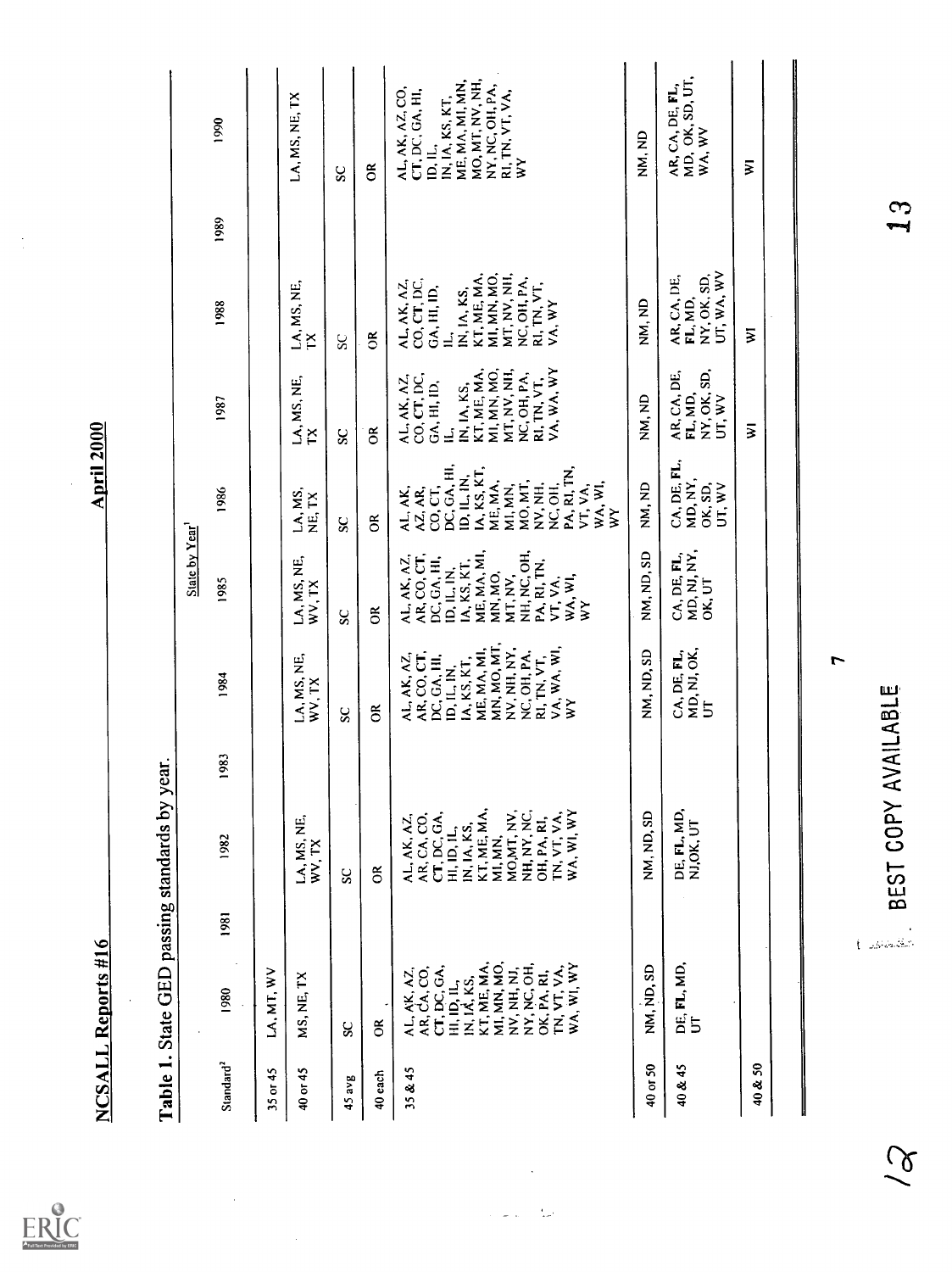Table 1. State GED passing standards by year.

| Standard[2] | State by Year[1] | | | | | | | | | | |
|---|---|---|---|---|---|---|---|---|---|---|---|
| | 1980 | 1981 | 1982 | 1983 | 1984 | 1985 | 1986 | 1987 | 1988 | 1989 | 1990 |
| 35 or 45 | LA, MT, WV | | | | | | | | | | |
| 40 or 45 | MS, NE, TX | | LA, MS, NE, WV, TX | | LA, MS, NE, WV, TX | LA, MS, NE, WV, TX | LA, MS, NE, TX | LA, MS, NE, TX | LA, MS, NE, TX | | LA, MS, NE, TX |
| 45 avg | SC | | SC | | SC | SC | SC | SC | SC | | SC |
| 40 each | OR | | OR | | OR | OR | OR | OR | OR | | OR |
| 35 & 45 | AL, AK, AZ, AR, CA, CO, **CT**, DC, GA, HI, ID, IL, IN, IA, KS, KT, ME, MA, MI, MN, MO, NV, NH, NJ, NY, NC, OH, OK, PA, RI, TN, VT, VA, WA, WI, WY | | AL, AK, AZ, AR, CA, CO, **CT**, DC, GA, HI, ID, IL, IN, IA, KS, KT, ME, MA, MI, MN, MO, MT, NV, NH, NY, NC, OH, PA, RI, TN, VT, VA, WA, WI, WY | | AL, AK, AZ, AR, CO, **CT**, DC, GA, HI, ID, IL, IN, IA, KS, KT, ME, MA, MI, MN, MO, MT, NV, NH, NY, NC, OH, PA, RI, TN, VT, VA, WA, WI, WY | AL, AK, AZ, AR, CO, **CT**, DC, GA, HI, ID, IL, IN, IA, KS, KT, ME, MA, MI, MN, MO, MT, NV, NH, NC, OH, PA, RI, TN, VT, VA, WA, WI, WY | AL, AK, AZ, AR, CO, CT, DC, GA, HI, ID, IL, IN, IA, KS, KT, ME, MA, MI, MN, MO, MT, NV, NH, NC, OH, PA, RI, TN, VT, VA, WA, WI, WY | AL, AK, AZ, CO, **CT**, DC, GA, HI, ID, IL, IN, IA, KS, KT, ME, MA, MI, MN, MO, MT, NV, NH, NC, OH, PA, RI, TN, VT, VA, WA, WY | AL, AK, AZ, CO, **CT**, DC, GA, HI, ID, IL, IN, IA, KS, KT, ME, MA, MI, MN, MO, MT, NV, NH, NC, OH, PA, RI, TN, VT, VA, WY | | AL, AK, AZ, CO, **CT**, DC, GA, HI, ID, IL, IN, IA, KS, KT, ME, MA, MI, MN, MO, MT, NV, NH, NY, NC, OH, PA, RI, TN, VT, VA, WY |
| 40 or 50 | NM, ND, SD | | NM, ND, SD | | NM, ND, SD | NM, ND, SD | NM, ND | NM, ND | NM, ND | | NM, ND |
| 40 & 45 | DE, **FL**, MD, UT | | DE, **FL**, MD, NJ, OK, UT | | CA, DE, **FL**, MD, NJ, OK, UT | CA, DE, **FL**, MD, NJ, NY, OK, UT | CA, DE, **FL**, MD, NY, OK, SD, UT, WV | AR, CA, DE, **FL**, MD, NY, OK, SD, UT, WV | AR, CA, DE, **FL**, MD, NY, OK, SD, UT, WA, WV | | AR, CA, DE, **FL**, MD, OK, SD, UT, WA, WV |
| 40 & 50 | | | | | | | | WI | WI | | WI |

BEST COPY AVAILABLE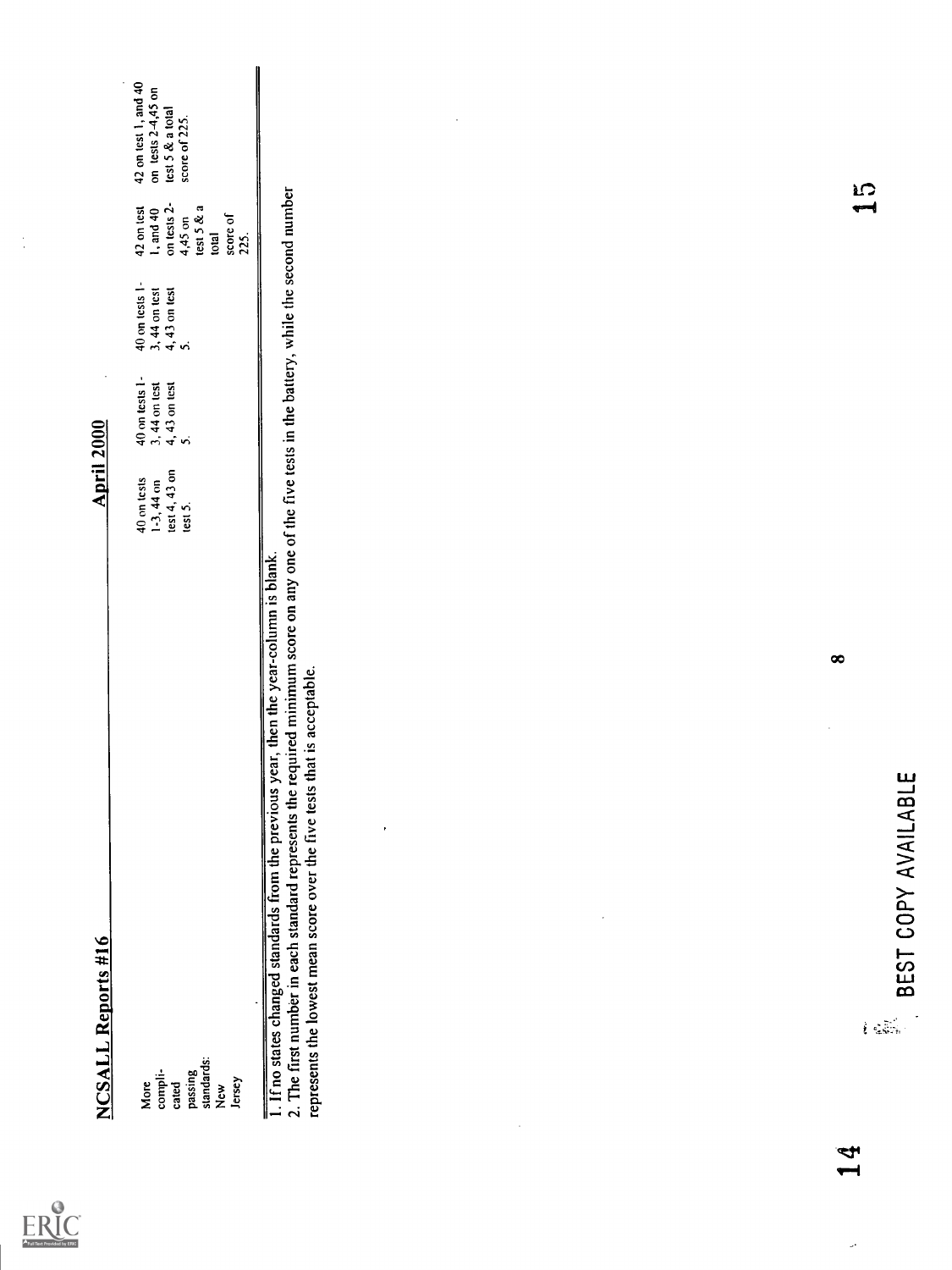| More complicated passing standards: New Jersey | | 40 on tests 1-3, 44 on test 4, 43 on test 5. | 40 on tests 1-3, 44 on test 4, 43 on test 5. | 40 on tests 1-3, 44 on test 4, 43 on test 5. | 42 on test 1, and 40 on tests 2-4,45 on test 5 & a total score of 225. | 42 on test 1, and 40 on tests 2-4,45 on test 5 & a total score of 225. |
|---|---|---|---|---|---|---|

1. If no states changed standards from the previous year, then the year-column is blank.
2. The first number in each standard represents the required minimum score on any one of the five tests in the battery, while the second number represents the lowest mean score over the five tests that is acceptable.

BEST COPY AVAILABLE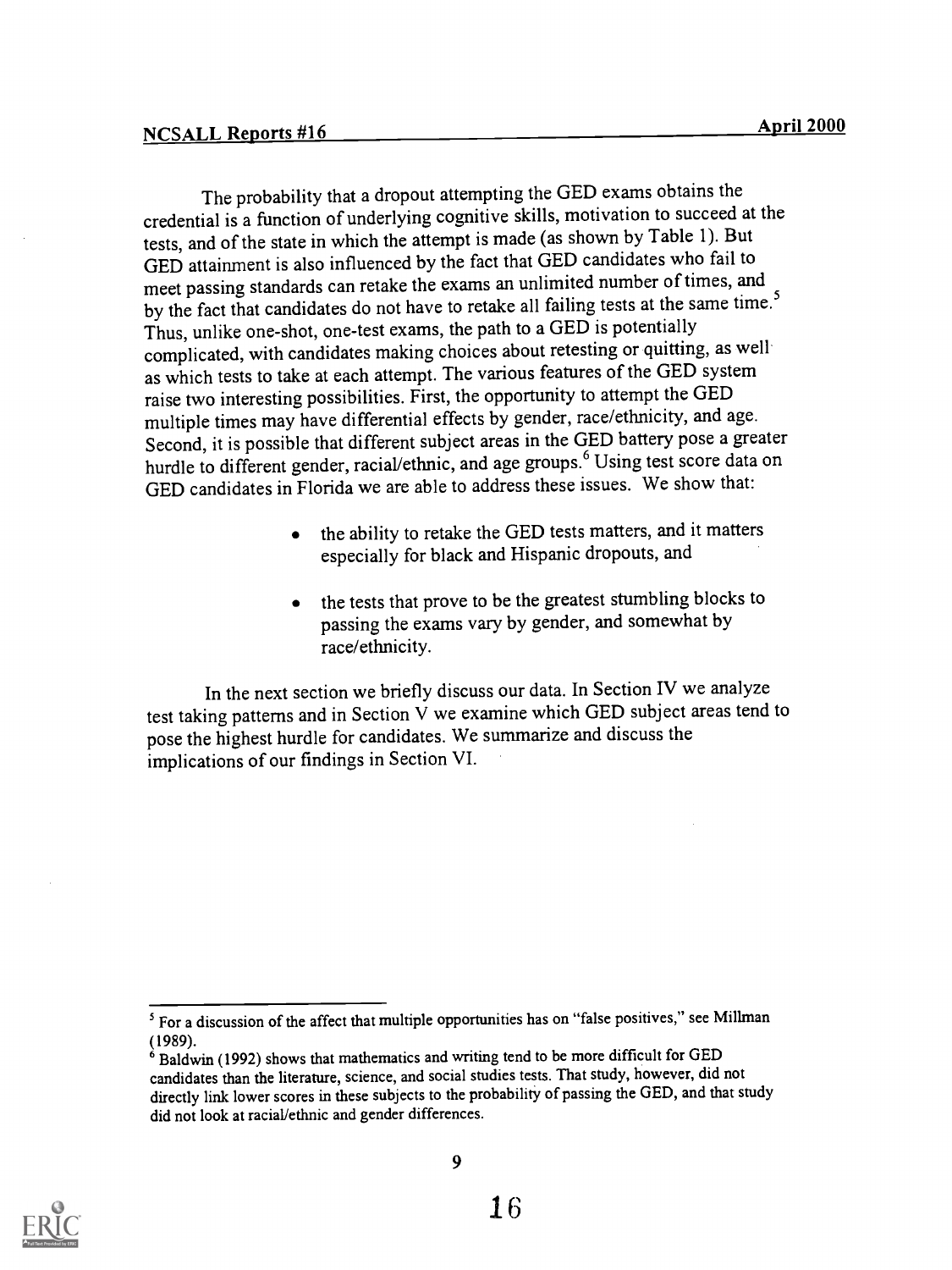The probability that a dropout attempting the GED exams obtains the credential is a function of underlying cognitive skills, motivation to succeed at the tests, and of the state in which the attempt is made (as shown by Table 1). But GED attainment is also influenced by the fact that GED candidates who fail to meet passing standards can retake the exams an unlimited number of times, and by the fact that candidates do not have to retake all failing tests at the same time.[5] Thus, unlike one-shot, one-test exams, the path to a GED is potentially complicated, with candidates making choices about retesting or quitting, as well as which tests to take at each attempt. The various features of the GED system raise two interesting possibilities. First, the opportunity to attempt the GED multiple times may have differential effects by gender, race/ethnicity, and age. Second, it is possible that different subject areas in the GED battery pose a greater hurdle to different gender, racial/ethnic, and age groups.[6] Using test score data on GED candidates in Florida we are able to address these issues. We show that:

- the ability to retake the GED tests matters, and it matters especially for black and Hispanic dropouts, and
- the tests that prove to be the greatest stumbling blocks to passing the exams vary by gender, and somewhat by race/ethnicity.

In the next section we briefly discuss our data. In Section IV we analyze test taking patterns and in Section V we examine which GED subject areas tend to pose the highest hurdle for candidates. We summarize and discuss the implications of our findings in Section VI.

---

[5] For a discussion of the affect that multiple opportunities has on "false positives," see Millman (1989).

[6] Baldwin (1992) shows that mathematics and writing tend to be more difficult for GED candidates than the literature, science, and social studies tests. That study, however, did not directly link lower scores in these subjects to the probability of passing the GED, and that study did not look at racial/ethnic and gender differences.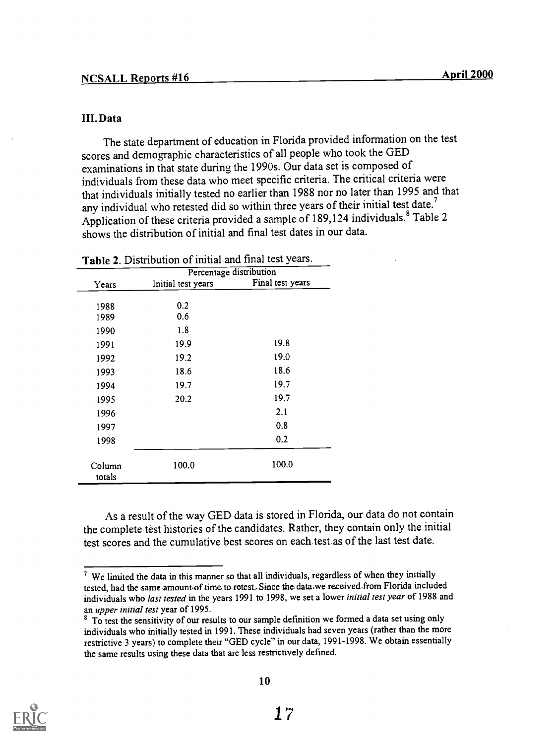## III. Data

The state department of education in Florida provided information on the test scores and demographic characteristics of all people who took the GED examinations in that state during the 1990s. Our data set is composed of individuals from these data who meet specific criteria. The critical criteria were that individuals initially tested no earlier than 1988 nor no later than 1995 and that any individual who retested did so within three years of their initial test date.[7] Application of these criteria provided a sample of 189,124 individuals.[8] Table 2 shows the distribution of initial and final test dates in our data.

**Table 2.** Distribution of initial and final test years.

| Years | Percentage distribution | |
|---|---|---|
| | Initial test years | Final test years |
| 1988 | 0.2 | |
| 1989 | 0.6 | |
| 1990 | 1.8 | |
| 1991 | 19.9 | 19.8 |
| 1992 | 19.2 | 19.0 |
| 1993 | 18.6 | 18.6 |
| 1994 | 19.7 | 19.7 |
| 1995 | 20.2 | 19.7 |
| 1996 | | 2.1 |
| 1997 | | 0.8 |
| 1998 | | 0.2 |
| Column totals | 100.0 | 100.0 |

As a result of the way GED data is stored in Florida, our data do not contain the complete test histories of the candidates. Rather, they contain only the initial test scores and the cumulative best scores on each test as of the last test date.

[7] We limited the data in this manner so that all individuals, regardless of when they initially tested, had the same amount of time to retest. Since the data we received from Florida included individuals who *last tested* in the years 1991 to 1998, we set a lower *initial test year* of 1988 and an *upper initial test* year of 1995.

[8] To test the sensitivity of our results to our sample definition we formed a data set using only individuals who initially tested in 1991. These individuals had seven years (rather than the more restrictive 3 years) to complete their "GED cycle" in our data, 1991-1998. We obtain essentially the same results using these data that are less restrictively defined.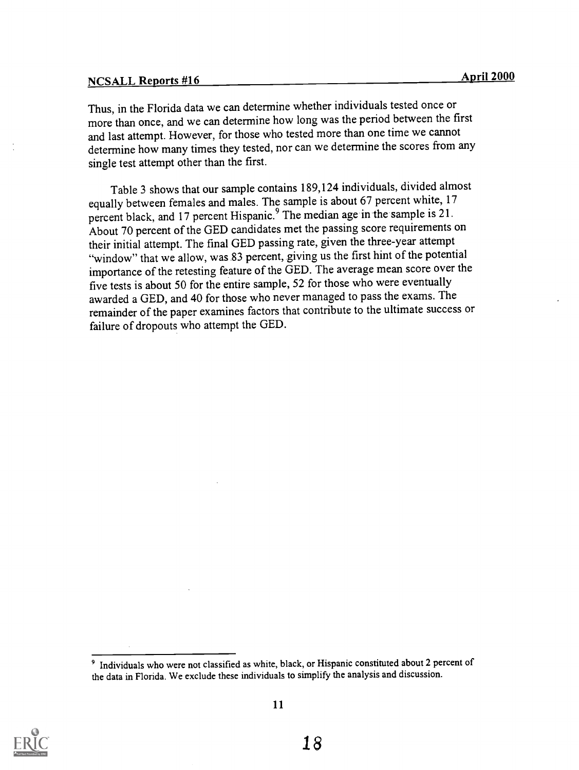Thus, in the Florida data we can determine whether individuals tested once or more than once, and we can determine how long was the period between the first and last attempt. However, for those who tested more than one time we cannot determine how many times they tested, nor can we determine the scores from any single test attempt other than the first.

Table 3 shows that our sample contains 189,124 individuals, divided almost equally between females and males. The sample is about 67 percent white, 17 percent black, and 17 percent Hispanic.[9] The median age in the sample is 21. About 70 percent of the GED candidates met the passing score requirements on their initial attempt. The final GED passing rate, given the three-year attempt "window" that we allow, was 83 percent, giving us the first hint of the potential importance of the retesting feature of the GED. The average mean score over the five tests is about 50 for the entire sample, 52 for those who were eventually awarded a GED, and 40 for those who never managed to pass the exams. The remainder of the paper examines factors that contribute to the ultimate success or failure of dropouts who attempt the GED.

[9] Individuals who were not classified as white, black, or Hispanic constituted about 2 percent of the data in Florida. We exclude these individuals to simplify the analysis and discussion.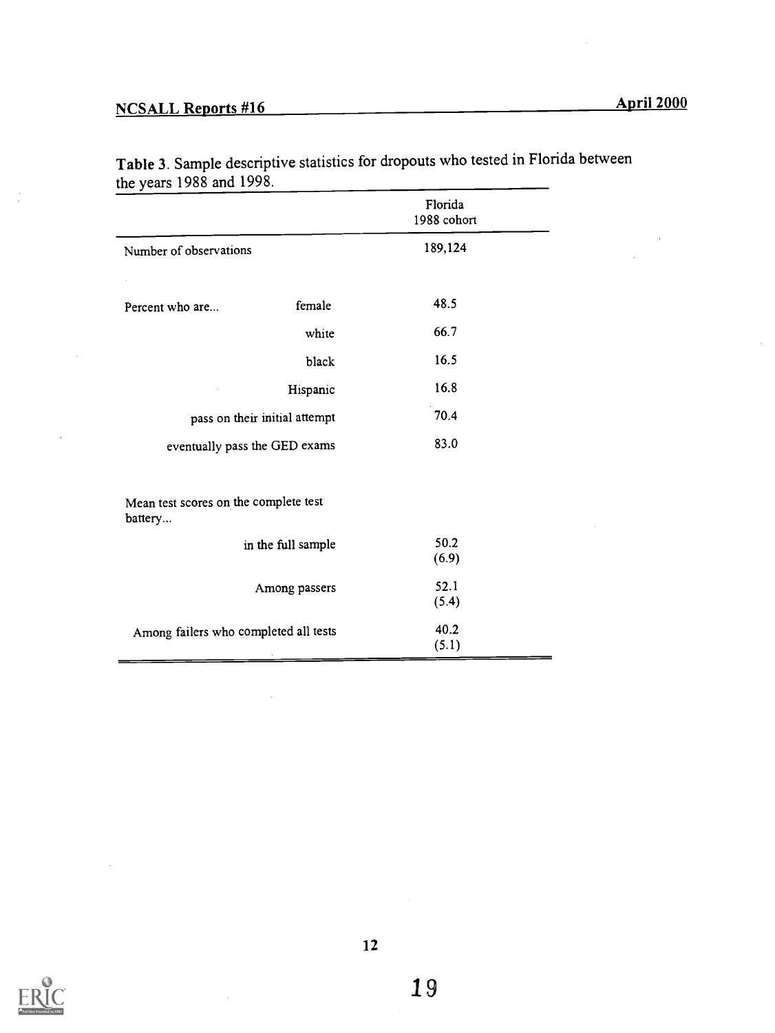**Table 3**. Sample descriptive statistics for dropouts who tested in Florida between the years 1988 and 1998.

| | | Florida 1988 cohort |
|---|---|---|
| Number of observations | | 189,124 |
| Percent who are... | female | 48.5 |
| | white | 66.7 |
| | black | 16.5 |
| | Hispanic | 16.8 |
| | pass on their initial attempt | 70.4 |
| | eventually pass the GED exams | 83.0 |
| Mean test scores on the complete test battery... | | |
| | in the full sample | 50.2 (6.9) |
| | Among passers | 52.1 (5.4) |
| | Among failers who completed all tests | 40.2 (5.1) |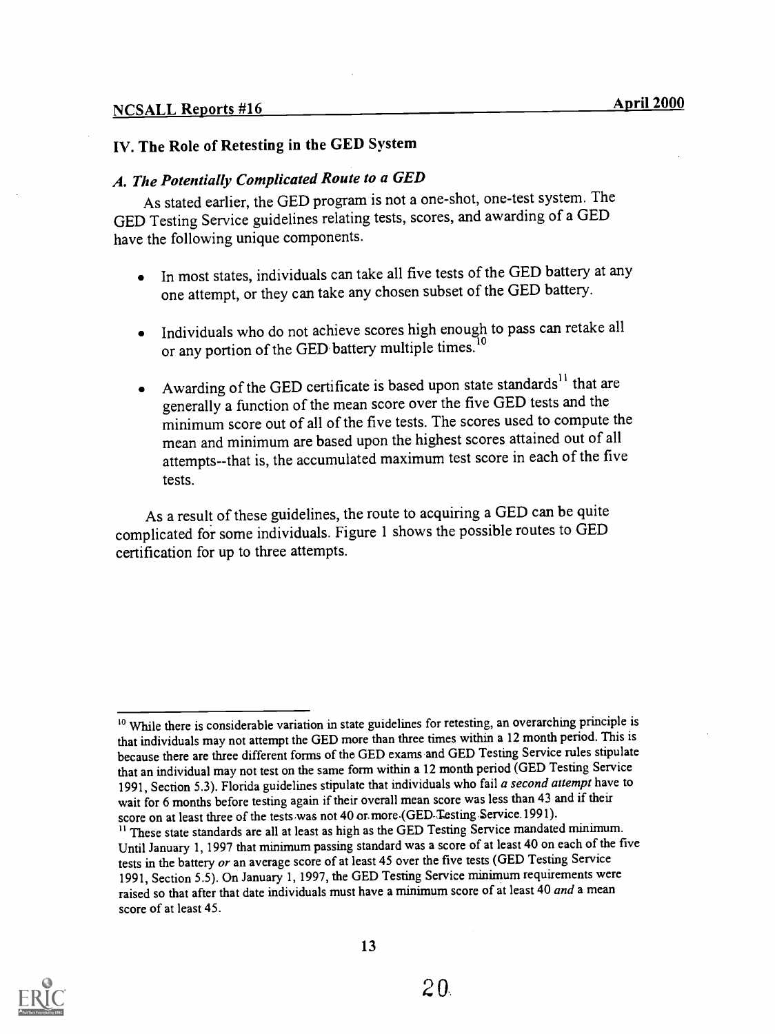## IV. The Role of Retesting in the GED System

### *A. The Potentially Complicated Route to a GED*

As stated earlier, the GED program is not a one-shot, one-test system. The GED Testing Service guidelines relating tests, scores, and awarding of a GED have the following unique components.

- In most states, individuals can take all five tests of the GED battery at any one attempt, or they can take any chosen subset of the GED battery.
- Individuals who do not achieve scores high enough to pass can retake all or any portion of the GED battery multiple times.[10]
- Awarding of the GED certificate is based upon state standards[11] that are generally a function of the mean score over the five GED tests and the minimum score out of all of the five tests. The scores used to compute the mean and minimum are based upon the highest scores attained out of all attempts--that is, the accumulated maximum test score in each of the five tests.

As a result of these guidelines, the route to acquiring a GED can be quite complicated for some individuals. Figure 1 shows the possible routes to GED certification for up to three attempts.

---

[10] While there is considerable variation in state guidelines for retesting, an overarching principle is that individuals may not attempt the GED more than three times within a 12 month period. This is because there are three different forms of the GED exams and GED Testing Service rules stipulate that an individual may not test on the same form within a 12 month period (GED Testing Service 1991, Section 5.3). Florida guidelines stipulate that individuals who fail *a second attempt* have to wait for 6 months before testing again if their overall mean score was less than 43 and if their score on at least three of the tests was not 40 or more (GED Testing Service 1991).

[11] These state standards are all at least as high as the GED Testing Service mandated minimum. Until January 1, 1997 that minimum passing standard was a score of at least 40 on each of the five tests in the battery *or* an average score of at least 45 over the five tests (GED Testing Service 1991, Section 5.5). On January 1, 1997, the GED Testing Service minimum requirements were raised so that after that date individuals must have a minimum score of at least 40 *and* a mean score of at least 45.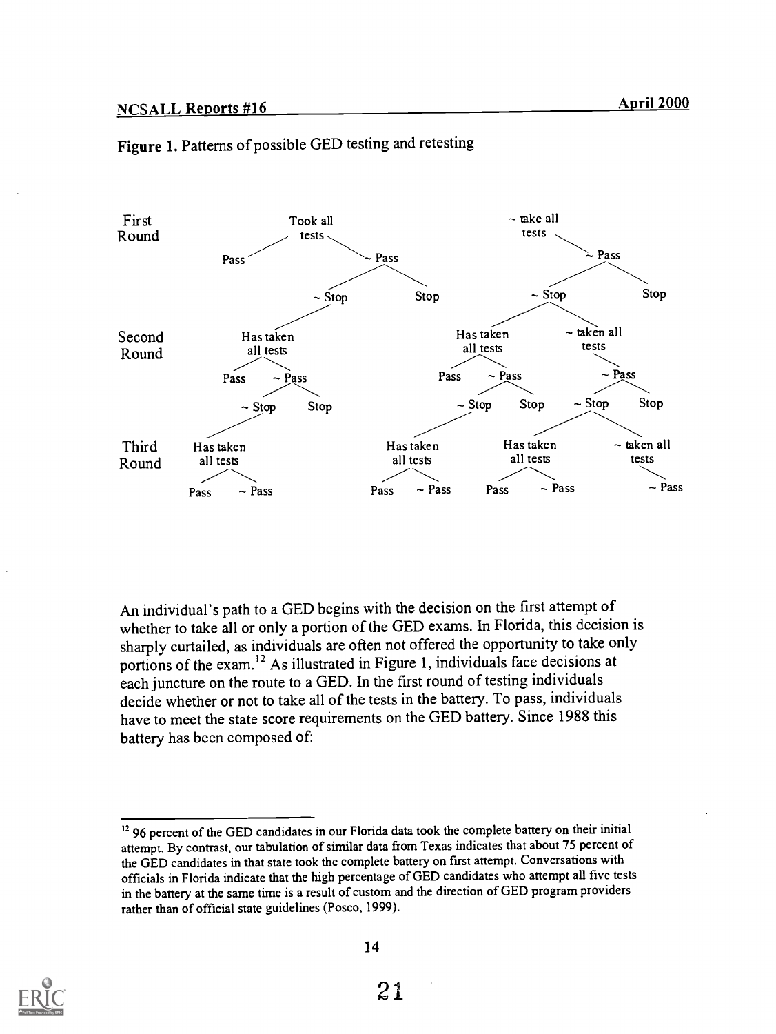**Figure 1.** Patterns of possible GED testing and retesting

First Round

- Took all tests
  - Pass
  - ~ Pass
    - ~ Stop
    - Stop
- ~ take all tests
  - ~ Pass
    - ~ Stop
    - Stop

Second Round

- Has taken all tests
  - Pass
  - ~ Pass
    - ~ Stop
    - Stop
- Has taken all tests
  - Pass
  - ~ Pass
    - ~ Stop
    - Stop
- ~ taken all tests
  - ~ Pass
    - ~ Stop
    - Stop

Third Round

- Has taken all tests
  - Pass
  - ~ Pass
- Has taken all tests
  - Pass
  - ~ Pass
- Has taken all tests
  - Pass
  - ~ Pass
- ~ taken all tests
  - ~ Pass

An individual's path to a GED begins with the decision on the first attempt of whether to take all or only a portion of the GED exams. In Florida, this decision is sharply curtailed, as individuals are often not offered the opportunity to take only portions of the exam.[12] As illustrated in Figure 1, individuals face decisions at each juncture on the route to a GED. In the first round of testing individuals decide whether or not to take all of the tests in the battery. To pass, individuals have to meet the state score requirements on the GED battery. Since 1988 this battery has been composed of:

---

[12] 96 percent of the GED candidates in our Florida data took the complete battery on their initial attempt. By contrast, our tabulation of similar data from Texas indicates that about 75 percent of the GED candidates in that state took the complete battery on first attempt. Conversations with officials in Florida indicate that the high percentage of GED candidates who attempt all five tests in the battery at the same time is a result of custom and the direction of GED program providers rather than of official state guidelines (Posco, 1999).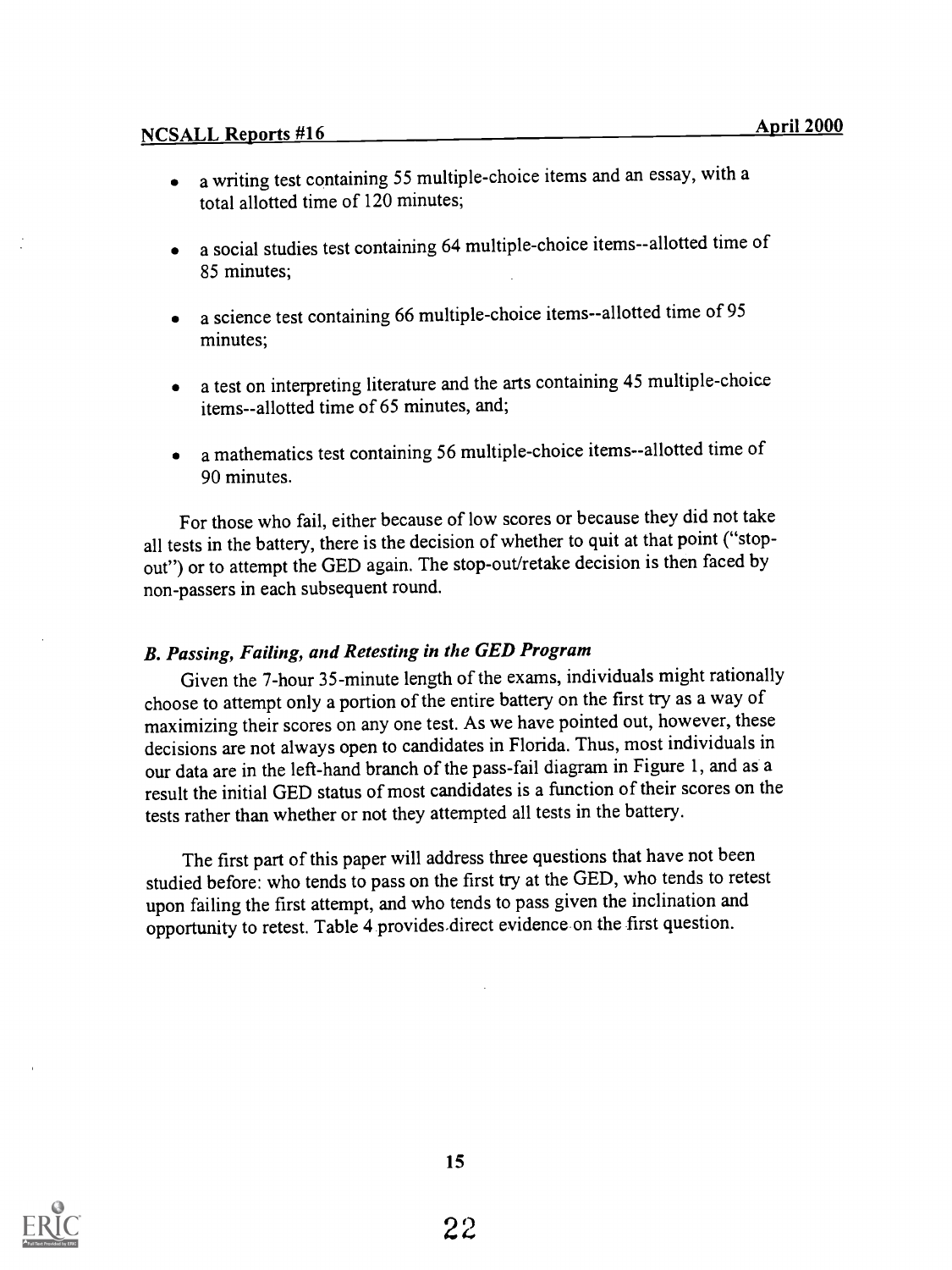- a writing test containing 55 multiple-choice items and an essay, with a total allotted time of 120 minutes;
- a social studies test containing 64 multiple-choice items--allotted time of 85 minutes;
- a science test containing 66 multiple-choice items--allotted time of 95 minutes;
- a test on interpreting literature and the arts containing 45 multiple-choice items--allotted time of 65 minutes, and;
- a mathematics test containing 56 multiple-choice items--allotted time of 90 minutes.

For those who fail, either because of low scores or because they did not take all tests in the battery, there is the decision of whether to quit at that point ("stop-out") or to attempt the GED again. The stop-out/retake decision is then faced by non-passers in each subsequent round.

### *B. Passing, Failing, and Retesting in the GED Program*

Given the 7-hour 35-minute length of the exams, individuals might rationally choose to attempt only a portion of the entire battery on the first try as a way of maximizing their scores on any one test. As we have pointed out, however, these decisions are not always open to candidates in Florida. Thus, most individuals in our data are in the left-hand branch of the pass-fail diagram in Figure 1, and as a result the initial GED status of most candidates is a function of their scores on the tests rather than whether or not they attempted all tests in the battery.

The first part of this paper will address three questions that have not been studied before: who tends to pass on the first try at the GED, who tends to retest upon failing the first attempt, and who tends to pass given the inclination and opportunity to retest. Table 4 provides direct evidence on the first question.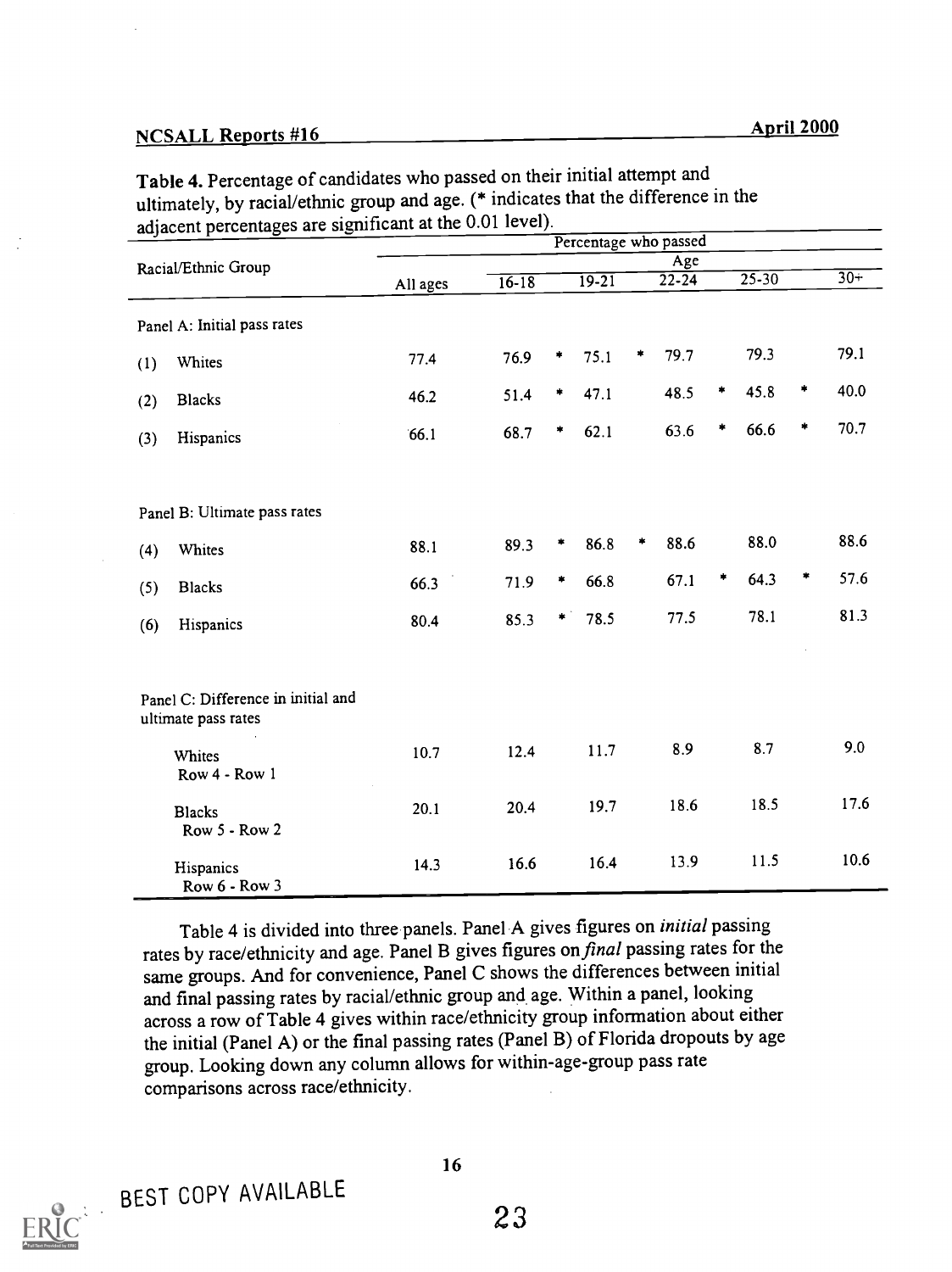**Table 4.** Percentage of candidates who passed on their initial attempt and ultimately, by racial/ethnic group and age. (* indicates that the difference in the adjacent percentages are significant at the 0.01 level).

| Racial/Ethnic Group | All ages | Age 16-18 | | Age 19-21 | | Age 22-24 | | Age 25-30 | | Age 30+ |
|---|---|---|---|---|---|---|---|---|---|---|
| **Panel A: Initial pass rates** | | | | | | | | | | |
| (1) Whites | 77.4 | 76.9 | * | 75.1 | * | 79.7 | | 79.3 | | 79.1 |
| (2) Blacks | 46.2 | 51.4 | * | 47.1 | | 48.5 | * | 45.8 | * | 40.0 |
| (3) Hispanics | 66.1 | 68.7 | * | 62.1 | | 63.6 | * | 66.6 | * | 70.7 |
| **Panel B: Ultimate pass rates** | | | | | | | | | | |
| (4) Whites | 88.1 | 89.3 | * | 86.8 | * | 88.6 | | 88.0 | | 88.6 |
| (5) Blacks | 66.3 | 71.9 | * | 66.8 | | 67.1 | * | 64.3 | * | 57.6 |
| (6) Hispanics | 80.4 | 85.3 | * | 78.5 | | 77.5 | | 78.1 | | 81.3 |
| **Panel C: Difference in initial and ultimate pass rates** | | | | | | | | | | |
| Whites (Row 4 - Row 1) | 10.7 | 12.4 | | 11.7 | | 8.9 | | 8.7 | | 9.0 |
| Blacks (Row 5 - Row 2) | 20.1 | 20.4 | | 19.7 | | 18.6 | | 18.5 | | 17.6 |
| Hispanics (Row 6 - Row 3) | 14.3 | 16.6 | | 16.4 | | 13.9 | | 11.5 | | 10.6 |

Table 4 is divided into three panels. Panel A gives figures on *initial* passing rates by race/ethnicity and age. Panel B gives figures on *final* passing rates for the same groups. And for convenience, Panel C shows the differences between initial and final passing rates by racial/ethnic group and age. Within a panel, looking across a row of Table 4 gives within race/ethnicity group information about either the initial (Panel A) or the final passing rates (Panel B) of Florida dropouts by age group. Looking down any column allows for within-age-group pass rate comparisons across race/ethnicity.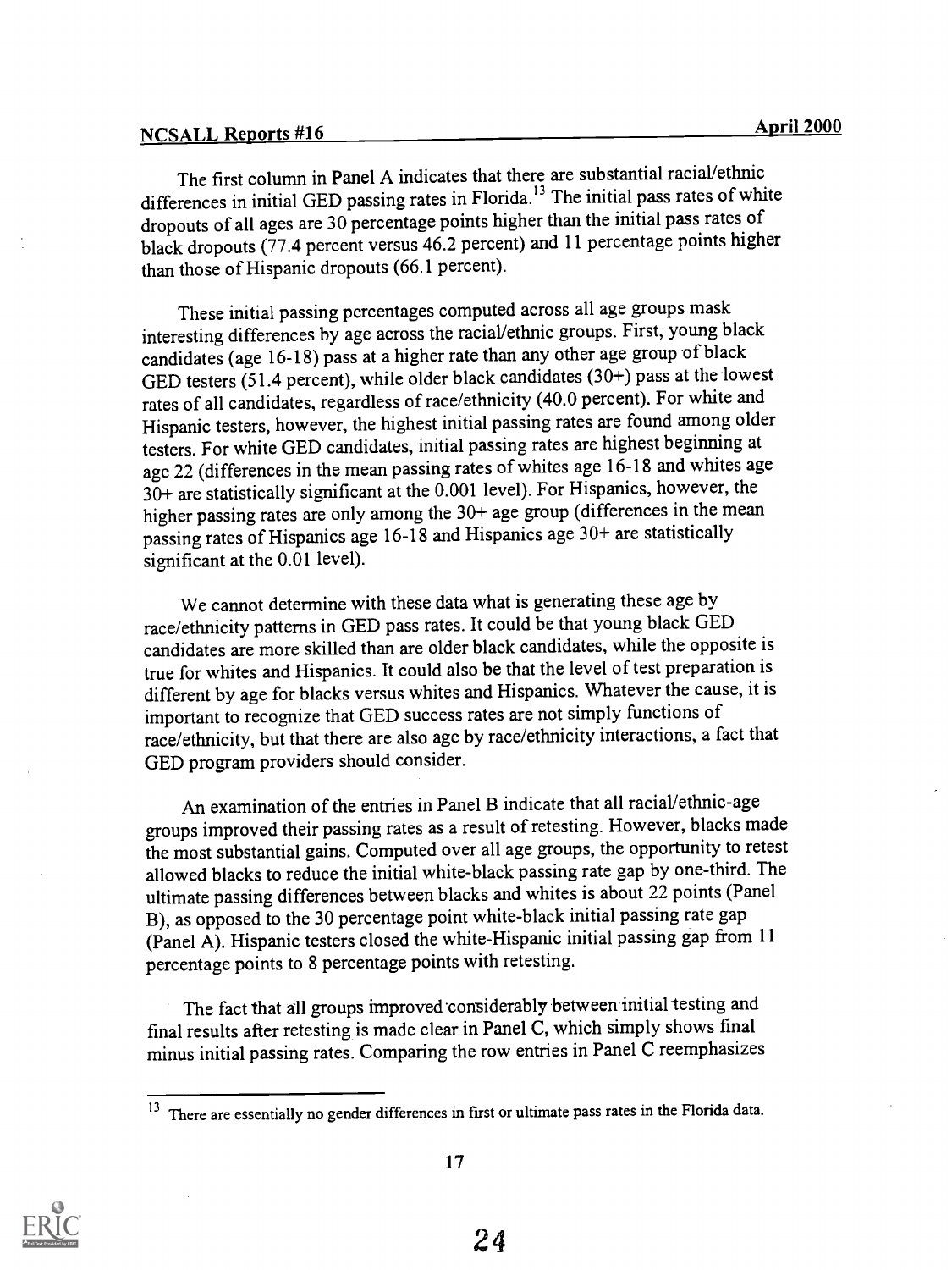The first column in Panel A indicates that there are substantial racial/ethnic differences in initial GED passing rates in Florida.[13] The initial pass rates of white dropouts of all ages are 30 percentage points higher than the initial pass rates of black dropouts (77.4 percent versus 46.2 percent) and 11 percentage points higher than those of Hispanic dropouts (66.1 percent).

These initial passing percentages computed across all age groups mask interesting differences by age across the racial/ethnic groups. First, young black candidates (age 16-18) pass at a higher rate than any other age group of black GED testers (51.4 percent), while older black candidates (30+) pass at the lowest rates of all candidates, regardless of race/ethnicity (40.0 percent). For white and Hispanic testers, however, the highest initial passing rates are found among older testers. For white GED candidates, initial passing rates are highest beginning at age 22 (differences in the mean passing rates of whites age 16-18 and whites age 30+ are statistically significant at the 0.001 level). For Hispanics, however, the higher passing rates are only among the 30+ age group (differences in the mean passing rates of Hispanics age 16-18 and Hispanics age 30+ are statistically significant at the 0.01 level).

We cannot determine with these data what is generating these age by race/ethnicity patterns in GED pass rates. It could be that young black GED candidates are more skilled than are older black candidates, while the opposite is true for whites and Hispanics. It could also be that the level of test preparation is different by age for blacks versus whites and Hispanics. Whatever the cause, it is important to recognize that GED success rates are not simply functions of race/ethnicity, but that there are also age by race/ethnicity interactions, a fact that GED program providers should consider.

An examination of the entries in Panel B indicate that all racial/ethnic-age groups improved their passing rates as a result of retesting. However, blacks made the most substantial gains. Computed over all age groups, the opportunity to retest allowed blacks to reduce the initial white-black passing rate gap by one-third. The ultimate passing differences between blacks and whites is about 22 points (Panel B), as opposed to the 30 percentage point white-black initial passing rate gap (Panel A). Hispanic testers closed the white-Hispanic initial passing gap from 11 percentage points to 8 percentage points with retesting.

The fact that all groups improved considerably between initial testing and final results after retesting is made clear in Panel C, which simply shows final minus initial passing rates. Comparing the row entries in Panel C reemphasizes

[13] There are essentially no gender differences in first or ultimate pass rates in the Florida data.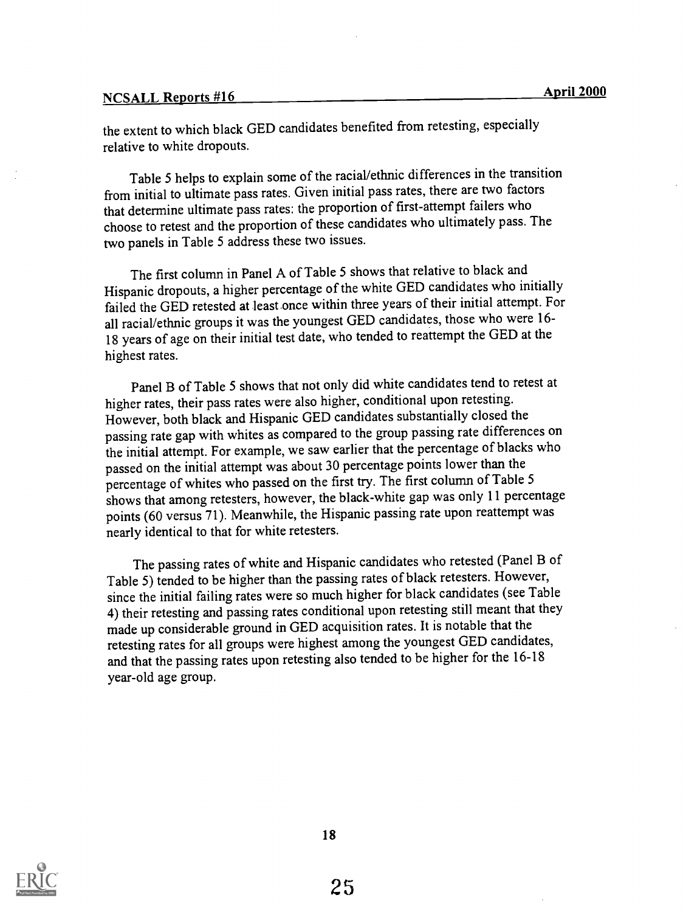the extent to which black GED candidates benefited from retesting, especially relative to white dropouts.

Table 5 helps to explain some of the racial/ethnic differences in the transition from initial to ultimate pass rates. Given initial pass rates, there are two factors that determine ultimate pass rates: the proportion of first-attempt failers who choose to retest and the proportion of these candidates who ultimately pass. The two panels in Table 5 address these two issues.

The first column in Panel A of Table 5 shows that relative to black and Hispanic dropouts, a higher percentage of the white GED candidates who initially failed the GED retested at least once within three years of their initial attempt. For all racial/ethnic groups it was the youngest GED candidates, those who were 16-18 years of age on their initial test date, who tended to reattempt the GED at the highest rates.

Panel B of Table 5 shows that not only did white candidates tend to retest at higher rates, their pass rates were also higher, conditional upon retesting. However, both black and Hispanic GED candidates substantially closed the passing rate gap with whites as compared to the group passing rate differences on the initial attempt. For example, we saw earlier that the percentage of blacks who passed on the initial attempt was about 30 percentage points lower than the percentage of whites who passed on the first try. The first column of Table 5 shows that among retesters, however, the black-white gap was only 11 percentage points (60 versus 71). Meanwhile, the Hispanic passing rate upon reattempt was nearly identical to that for white retesters.

The passing rates of white and Hispanic candidates who retested (Panel B of Table 5) tended to be higher than the passing rates of black retesters. However, since the initial failing rates were so much higher for black candidates (see Table 4) their retesting and passing rates conditional upon retesting still meant that they made up considerable ground in GED acquisition rates. It is notable that the retesting rates for all groups were highest among the youngest GED candidates, and that the passing rates upon retesting also tended to be higher for the 16-18 year-old age group.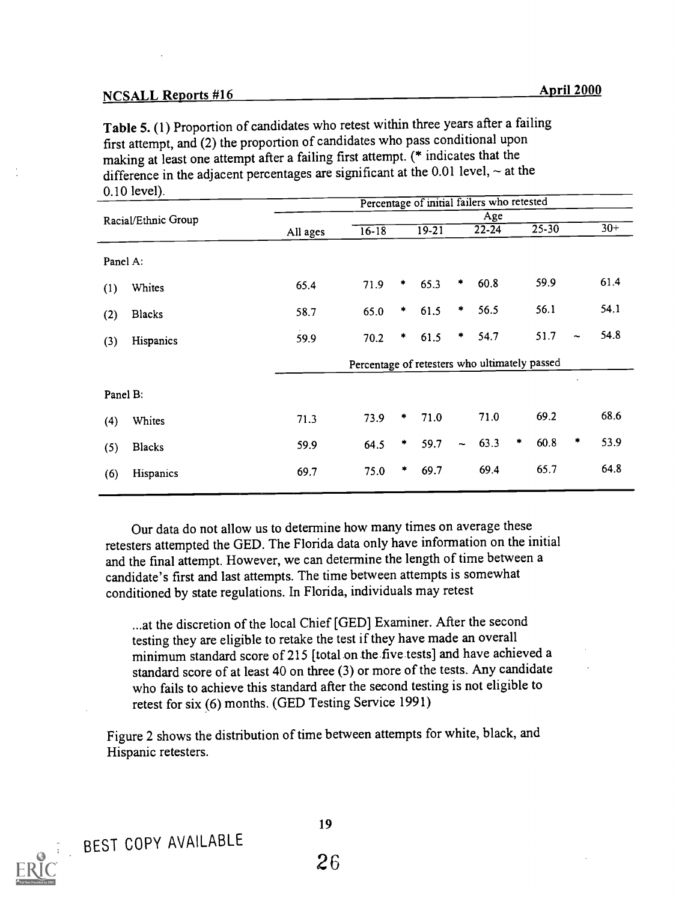Table 5. (1) Proportion of candidates who retest within three years after a failing first attempt, and (2) the proportion of candidates who pass conditional upon making at least one attempt after a failing first attempt. (* indicates that the difference in the adjacent percentages are significant at the 0.01 level, ~ at the 0.10 level).

| Racial/Ethnic Group | All ages | 16-18 | | 19-21 | | 22-24 | | 25-30 | | 30+ |
|---|---|---|---|---|---|---|---|---|---|---|
| | **Percentage of initial failers who retested** | | | | | | | | | |
| Panel A: | | | | | | | | | | |
| (1) Whites | 65.4 | 71.9 | * | 65.3 | * | 60.8 | | 59.9 | | 61.4 |
| (2) Blacks | 58.7 | 65.0 | * | 61.5 | * | 56.5 | | 56.1 | | 54.1 |
| (3) Hispanics | 59.9 | 70.2 | * | 61.5 | * | 54.7 | | 51.7 | ~ | 54.8 |
| | **Percentage of retesters who ultimately passed** | | | | | | | | | |
| Panel B: | | | | | | | | | | |
| (4) Whites | 71.3 | 73.9 | * | 71.0 | | 71.0 | | 69.2 | | 68.6 |
| (5) Blacks | 59.9 | 64.5 | * | 59.7 | ~ | 63.3 | * | 60.8 | * | 53.9 |
| (6) Hispanics | 69.7 | 75.0 | * | 69.7 | | 69.4 | | 65.7 | | 64.8 |

Our data do not allow us to determine how many times on average these retesters attempted the GED. The Florida data only have information on the initial and the final attempt. However, we can determine the length of time between a candidate's first and last attempts. The time between attempts is somewhat conditioned by state regulations. In Florida, individuals may retest

> ...at the discretion of the local Chief [GED] Examiner. After the second testing they are eligible to retake the test if they have made an overall minimum standard score of 215 [total on the five tests] and have achieved a standard score of at least 40 on three (3) or more of the tests. Any candidate who fails to achieve this standard after the second testing is not eligible to retest for six (6) months. (GED Testing Service 1991)

Figure 2 shows the distribution of time between attempts for white, black, and Hispanic retesters.

BEST COPY AVAILABLE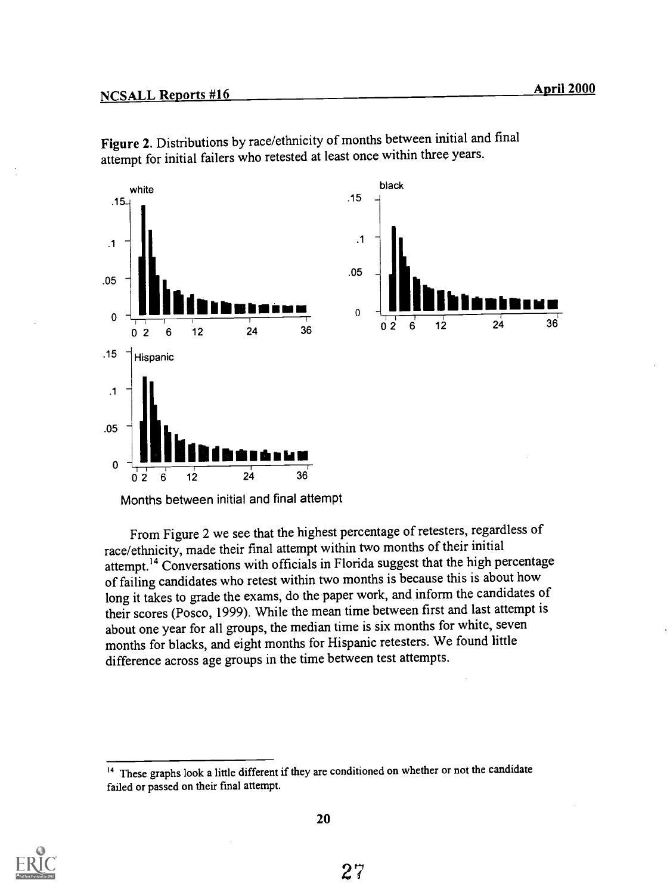**Figure 2.** Distributions by race/ethnicity of months between initial and final attempt for initial failers who retested at least once within three years.

From Figure 2 we see that the highest percentage of retesters, regardless of race/ethnicity, made their final attempt within two months of their initial attempt.[14] Conversations with officials in Florida suggest that the high percentage of failing candidates who retest within two months is because this is about how long it takes to grade the exams, do the paper work, and inform the candidates of their scores (Posco, 1999). While the mean time between first and last attempt is about one year for all groups, the median time is six months for white, seven months for blacks, and eight months for Hispanic retesters. We found little difference across age groups in the time between test attempts.

[14] These graphs look a little different if they are conditioned on whether or not the candidate failed or passed on their final attempt.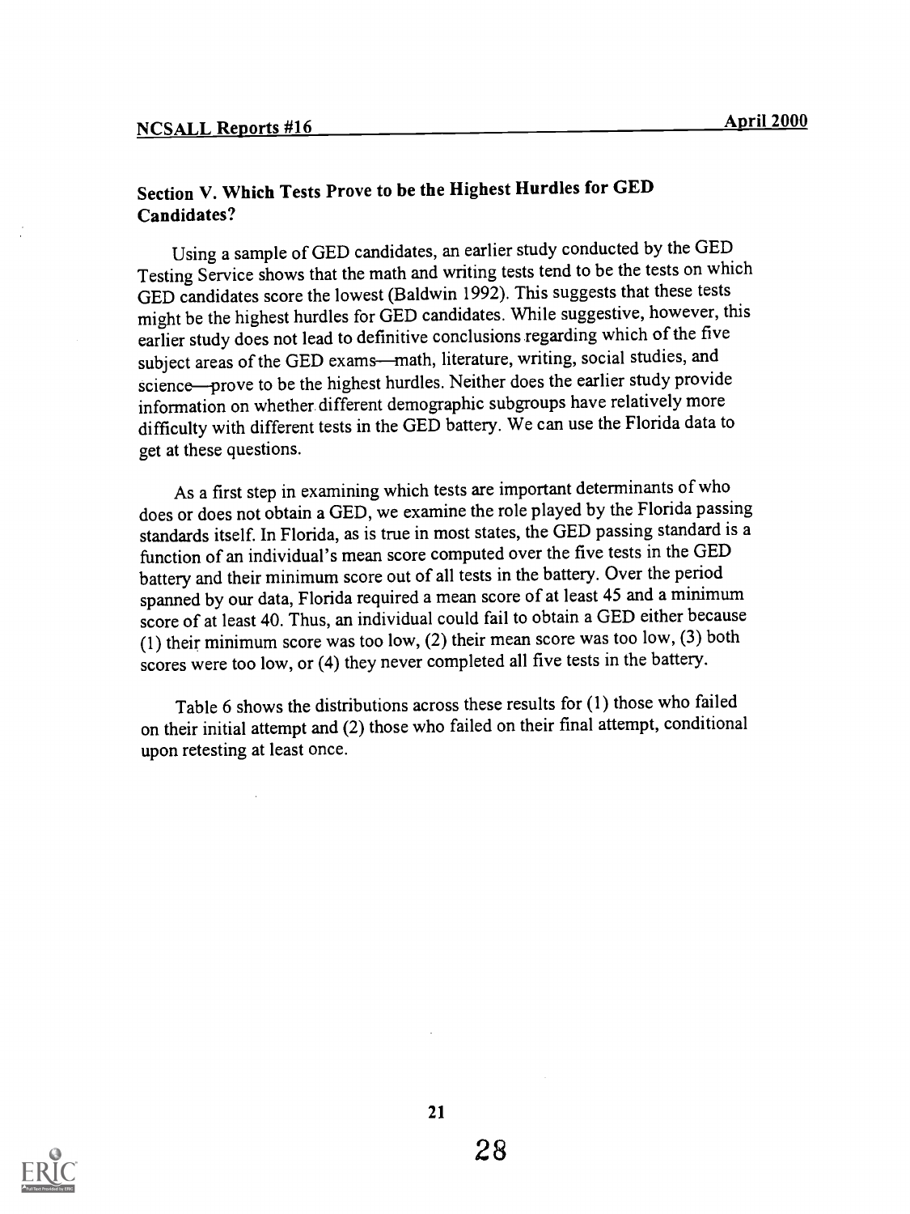## Section V. Which Tests Prove to be the Highest Hurdles for GED Candidates?

Using a sample of GED candidates, an earlier study conducted by the GED Testing Service shows that the math and writing tests tend to be the tests on which GED candidates score the lowest (Baldwin 1992). This suggests that these tests might be the highest hurdles for GED candidates. While suggestive, however, this earlier study does not lead to definitive conclusions regarding which of the five subject areas of the GED exams—math, literature, writing, social studies, and science—prove to be the highest hurdles. Neither does the earlier study provide information on whether different demographic subgroups have relatively more difficulty with different tests in the GED battery. We can use the Florida data to get at these questions.

As a first step in examining which tests are important determinants of who does or does not obtain a GED, we examine the role played by the Florida passing standards itself. In Florida, as is true in most states, the GED passing standard is a function of an individual's mean score computed over the five tests in the GED battery and their minimum score out of all tests in the battery. Over the period spanned by our data, Florida required a mean score of at least 45 and a minimum score of at least 40. Thus, an individual could fail to obtain a GED either because (1) their minimum score was too low, (2) their mean score was too low, (3) both scores were too low, or (4) they never completed all five tests in the battery.

Table 6 shows the distributions across these results for (1) those who failed on their initial attempt and (2) those who failed on their final attempt, conditional upon retesting at least once.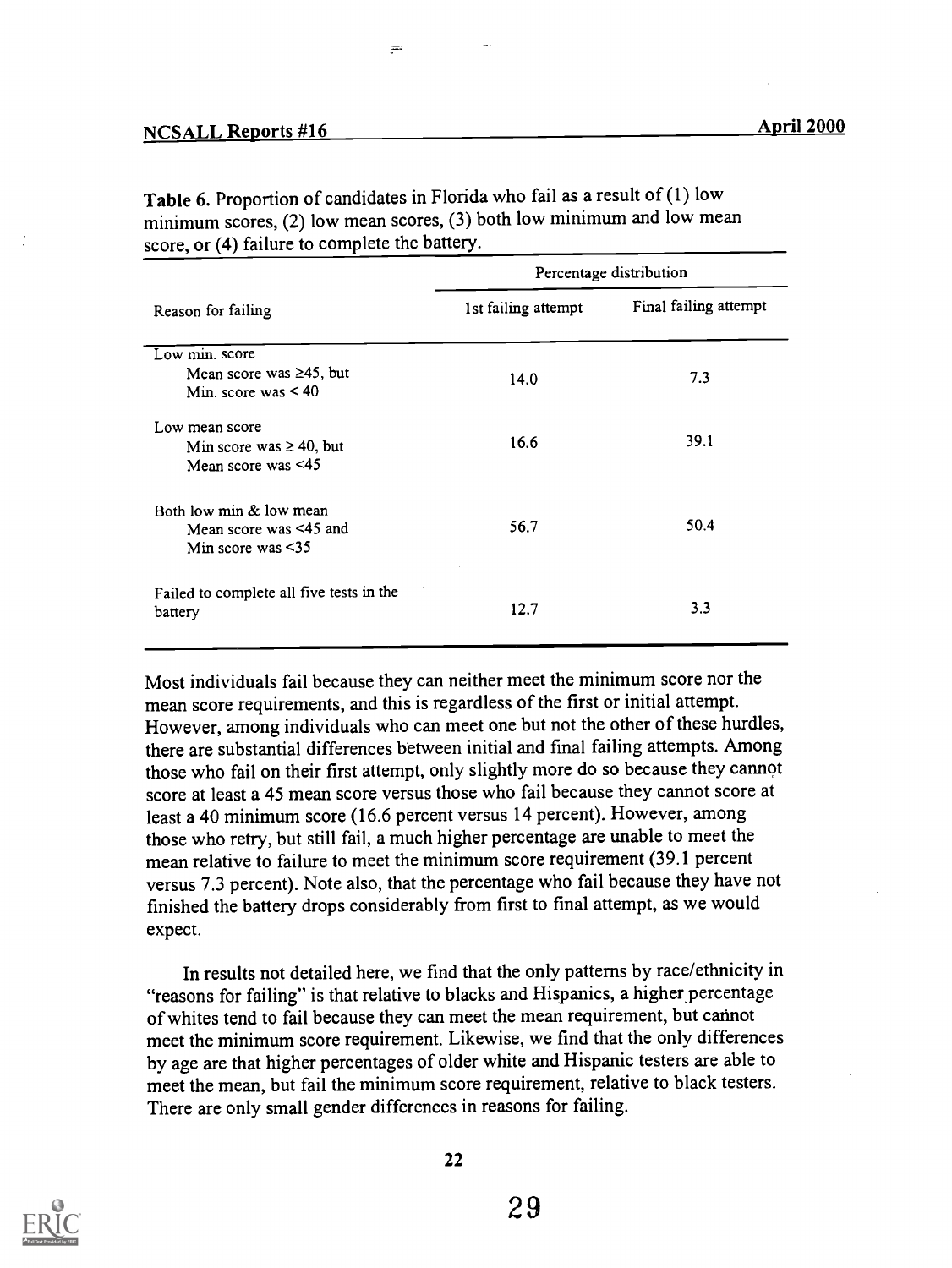**Table 6.** Proportion of candidates in Florida who fail as a result of (1) low minimum scores, (2) low mean scores, (3) both low minimum and low mean score, or (4) failure to complete the battery.

| Reason for failing | Percentage distribution | |
|---|---|---|
| | 1st failing attempt | Final failing attempt |
| Low min. score<br>Mean score was ≥45, but<br>Min. score was < 40 | 14.0 | 7.3 |
| Low mean score<br>Min score was ≥ 40, but<br>Mean score was <45 | 16.6 | 39.1 |
| Both low min & low mean<br>Mean score was <45 and<br>Min score was <35 | 56.7 | 50.4 |
| Failed to complete all five tests in the battery | 12.7 | 3.3 |

Most individuals fail because they can neither meet the minimum score nor the mean score requirements, and this is regardless of the first or initial attempt. However, among individuals who can meet one but not the other of these hurdles, there are substantial differences between initial and final failing attempts. Among those who fail on their first attempt, only slightly more do so because they cannot score at least a 45 mean score versus those who fail because they cannot score at least a 40 minimum score (16.6 percent versus 14 percent). However, among those who retry, but still fail, a much higher percentage are unable to meet the mean relative to failure to meet the minimum score requirement (39.1 percent versus 7.3 percent). Note also, that the percentage who fail because they have not finished the battery drops considerably from first to final attempt, as we would expect.

In results not detailed here, we find that the only patterns by race/ethnicity in "reasons for failing" is that relative to blacks and Hispanics, a higher percentage of whites tend to fail because they can meet the mean requirement, but cannot meet the minimum score requirement. Likewise, we find that the only differences by age are that higher percentages of older white and Hispanic testers are able to meet the mean, but fail the minimum score requirement, relative to black testers. There are only small gender differences in reasons for failing.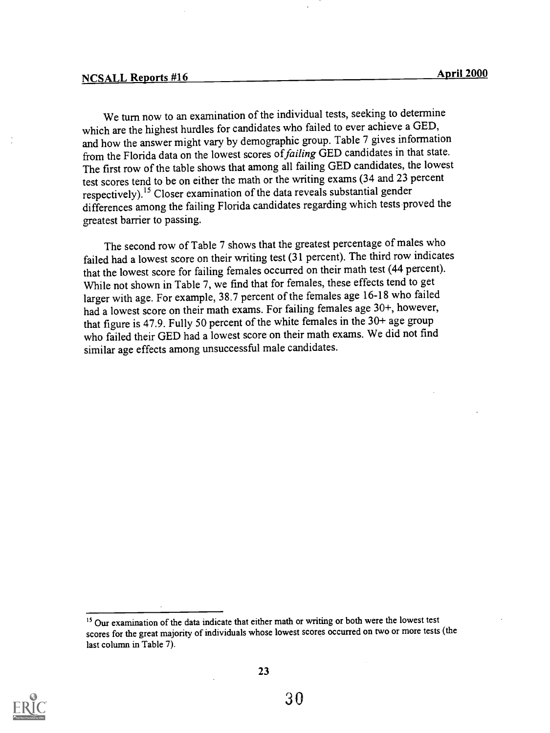We turn now to an examination of the individual tests, seeking to determine which are the highest hurdles for candidates who failed to ever achieve a GED, and how the answer might vary by demographic group. Table 7 gives information from the Florida data on the lowest scores of *failing* GED candidates in that state. The first row of the table shows that among all failing GED candidates, the lowest test scores tend to be on either the math or the writing exams (34 and 23 percent respectively).[15] Closer examination of the data reveals substantial gender differences among the failing Florida candidates regarding which tests proved the greatest barrier to passing.

The second row of Table 7 shows that the greatest percentage of males who failed had a lowest score on their writing test (31 percent). The third row indicates that the lowest score for failing females occurred on their math test (44 percent). While not shown in Table 7, we find that for females, these effects tend to get larger with age. For example, 38.7 percent of the females age 16-18 who failed had a lowest score on their math exams. For failing females age 30+, however, that figure is 47.9. Fully 50 percent of the white females in the 30+ age group who failed their GED had a lowest score on their math exams. We did not find similar age effects among unsuccessful male candidates.

[15] Our examination of the data indicate that either math or writing or both were the lowest test scores for the great majority of individuals whose lowest scores occurred on two or more tests (the last column in Table 7).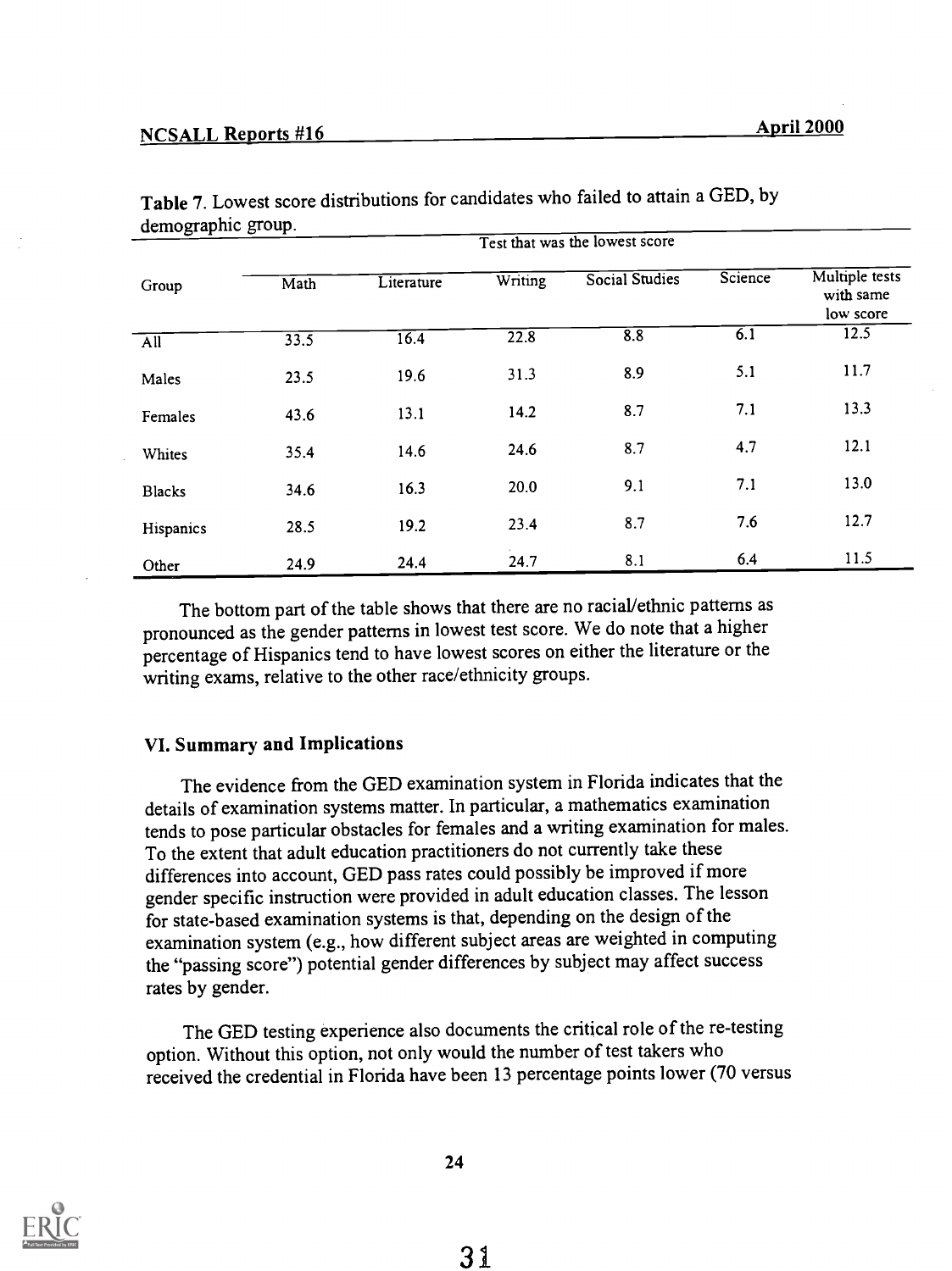**Table 7.** Lowest score distributions for candidates who failed to attain a GED, by demographic group.

| Group | Test that was the lowest score | | | | | |
|---|---|---|---|---|---|---|
| | Math | Literature | Writing | Social Studies | Science | Multiple tests with same low score |
| All | 33.5 | 16.4 | 22.8 | 8.8 | 6.1 | 12.5 |
| Males | 23.5 | 19.6 | 31.3 | 8.9 | 5.1 | 11.7 |
| Females | 43.6 | 13.1 | 14.2 | 8.7 | 7.1 | 13.3 |
| Whites | 35.4 | 14.6 | 24.6 | 8.7 | 4.7 | 12.1 |
| Blacks | 34.6 | 16.3 | 20.0 | 9.1 | 7.1 | 13.0 |
| Hispanics | 28.5 | 19.2 | 23.4 | 8.7 | 7.6 | 12.7 |
| Other | 24.9 | 24.4 | 24.7 | 8.1 | 6.4 | 11.5 |

The bottom part of the table shows that there are no racial/ethnic patterns as pronounced as the gender patterns in lowest test score. We do note that a higher percentage of Hispanics tend to have lowest scores on either the literature or the writing exams, relative to the other race/ethnicity groups.

### VI. Summary and Implications

The evidence from the GED examination system in Florida indicates that the details of examination systems matter. In particular, a mathematics examination tends to pose particular obstacles for females and a writing examination for males. To the extent that adult education practitioners do not currently take these differences into account, GED pass rates could possibly be improved if more gender specific instruction were provided in adult education classes. The lesson for state-based examination systems is that, depending on the design of the examination system (e.g., how different subject areas are weighted in computing the "passing score") potential gender differences by subject may affect success rates by gender.

The GED testing experience also documents the critical role of the re-testing option. Without this option, not only would the number of test takers who received the credential in Florida have been 13 percentage points lower (70 versus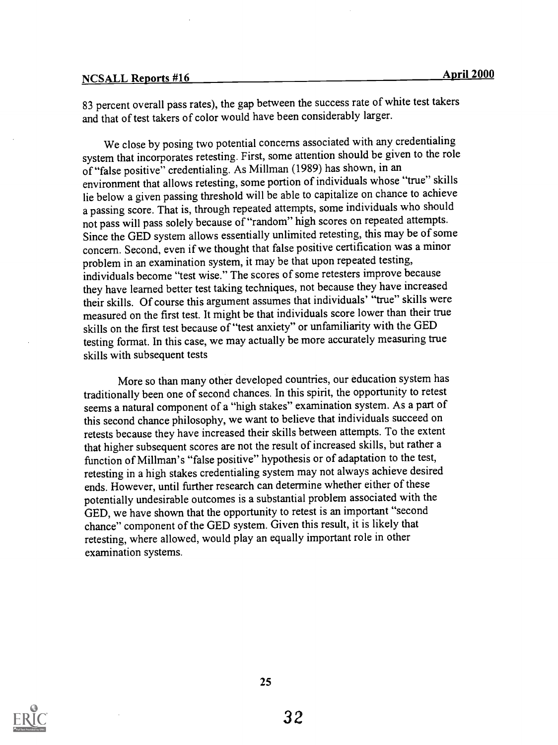83 percent overall pass rates), the gap between the success rate of white test takers and that of test takers of color would have been considerably larger.

We close by posing two potential concerns associated with any credentialing system that incorporates retesting. First, some attention should be given to the role of "false positive" credentialing. As Millman (1989) has shown, in an environment that allows retesting, some portion of individuals whose "true" skills lie below a given passing threshold will be able to capitalize on chance to achieve a passing score. That is, through repeated attempts, some individuals who should not pass will pass solely because of "random" high scores on repeated attempts. Since the GED system allows essentially unlimited retesting, this may be of some concern. Second, even if we thought that false positive certification was a minor problem in an examination system, it may be that upon repeated testing, individuals become "test wise." The scores of some retesters improve because they have learned better test taking techniques, not because they have increased their skills. Of course this argument assumes that individuals' "true" skills were measured on the first test. It might be that individuals score lower than their true skills on the first test because of "test anxiety" or unfamiliarity with the GED testing format. In this case, we may actually be more accurately measuring true skills with subsequent tests

More so than many other developed countries, our education system has traditionally been one of second chances. In this spirit, the opportunity to retest seems a natural component of a "high stakes" examination system. As a part of this second chance philosophy, we want to believe that individuals succeed on retests because they have increased their skills between attempts. To the extent that higher subsequent scores are not the result of increased skills, but rather a function of Millman's "false positive" hypothesis or of adaptation to the test, retesting in a high stakes credentialing system may not always achieve desired ends. However, until further research can determine whether either of these potentially undesirable outcomes is a substantial problem associated with the GED, we have shown that the opportunity to retest is an important "second chance" component of the GED system. Given this result, it is likely that retesting, where allowed, would play an equally important role in other examination systems.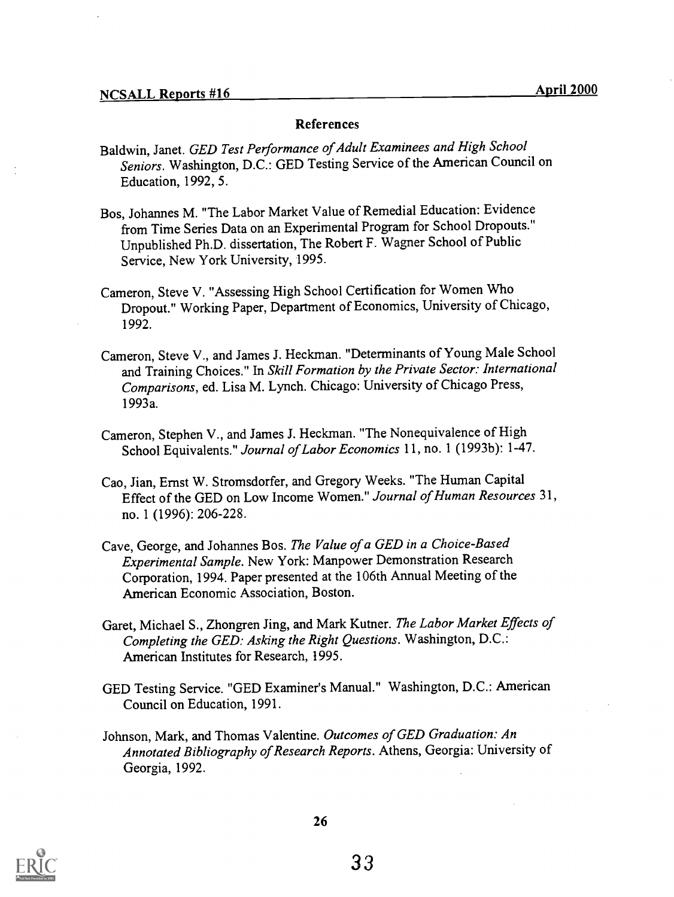## References

Baldwin, Janet. *GED Test Performance of Adult Examinees and High School Seniors*. Washington, D.C.: GED Testing Service of the American Council on Education, 1992, 5.

Bos, Johannes M. "The Labor Market Value of Remedial Education: Evidence from Time Series Data on an Experimental Program for School Dropouts." Unpublished Ph.D. dissertation, The Robert F. Wagner School of Public Service, New York University, 1995.

Cameron, Steve V. "Assessing High School Certification for Women Who Dropout." Working Paper, Department of Economics, University of Chicago, 1992.

Cameron, Steve V., and James J. Heckman. "Determinants of Young Male School and Training Choices." In *Skill Formation by the Private Sector: International Comparisons*, ed. Lisa M. Lynch. Chicago: University of Chicago Press, 1993a.

Cameron, Stephen V., and James J. Heckman. "The Nonequivalence of High School Equivalents." *Journal of Labor Economics* 11, no. 1 (1993b): 1-47.

Cao, Jian, Ernst W. Stromsdorfer, and Gregory Weeks. "The Human Capital Effect of the GED on Low Income Women." *Journal of Human Resources* 31, no. 1 (1996): 206-228.

Cave, George, and Johannes Bos. *The Value of a GED in a Choice-Based Experimental Sample*. New York: Manpower Demonstration Research Corporation, 1994. Paper presented at the 106th Annual Meeting of the American Economic Association, Boston.

Garet, Michael S., Zhongren Jing, and Mark Kutner. *The Labor Market Effects of Completing the GED: Asking the Right Questions*. Washington, D.C.: American Institutes for Research, 1995.

GED Testing Service. "GED Examiner's Manual." Washington, D.C.: American Council on Education, 1991.

Johnson, Mark, and Thomas Valentine. *Outcomes of GED Graduation: An Annotated Bibliography of Research Reports*. Athens, Georgia: University of Georgia, 1992.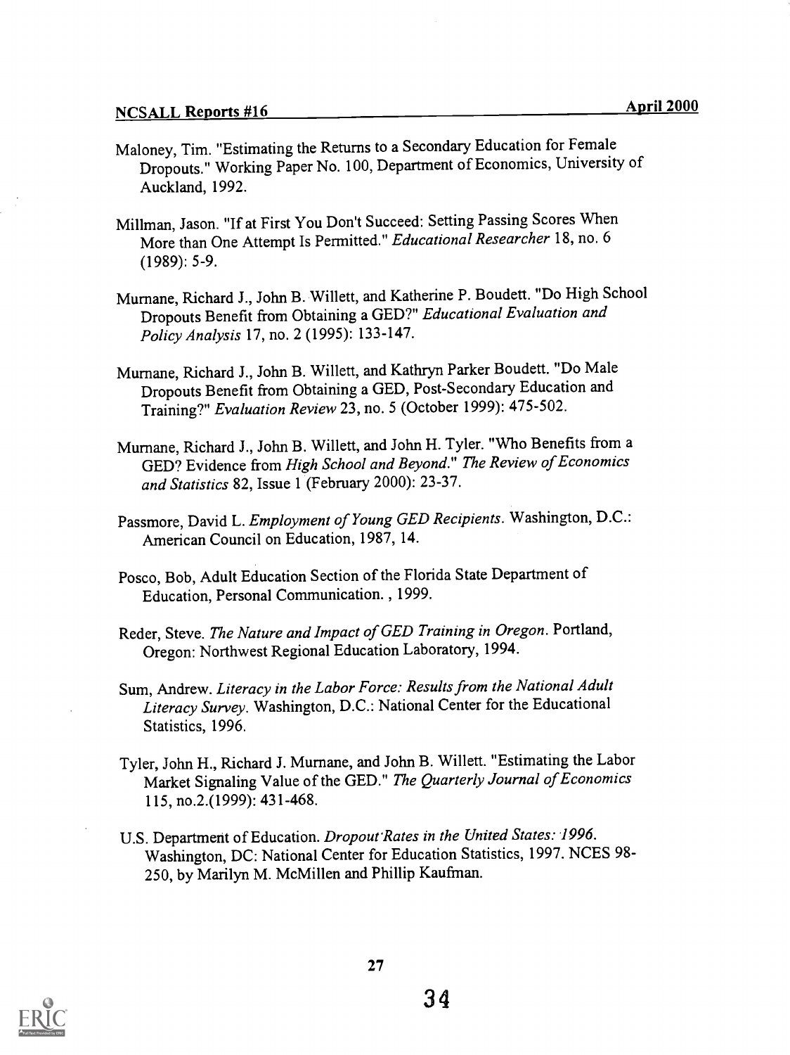Maloney, Tim. "Estimating the Returns to a Secondary Education for Female Dropouts." Working Paper No. 100, Department of Economics, University of Auckland, 1992.

Millman, Jason. "If at First You Don't Succeed: Setting Passing Scores When More than One Attempt Is Permitted." *Educational Researcher* 18, no. 6 (1989): 5-9.

Murnane, Richard J., John B. Willett, and Katherine P. Boudett. "Do High School Dropouts Benefit from Obtaining a GED?" *Educational Evaluation and Policy Analysis* 17, no. 2 (1995): 133-147.

Murnane, Richard J., John B. Willett, and Kathryn Parker Boudett. "Do Male Dropouts Benefit from Obtaining a GED, Post-Secondary Education and Training?" *Evaluation Review* 23, no. 5 (October 1999): 475-502.

Murnane, Richard J., John B. Willett, and John H. Tyler. "Who Benefits from a GED? Evidence from *High School and Beyond*." *The Review of Economics and Statistics* 82, Issue 1 (February 2000): 23-37.

Passmore, David L. *Employment of Young GED Recipients*. Washington, D.C.: American Council on Education, 1987, 14.

Posco, Bob, Adult Education Section of the Florida State Department of Education, Personal Communication. , 1999.

Reder, Steve. *The Nature and Impact of GED Training in Oregon*. Portland, Oregon: Northwest Regional Education Laboratory, 1994.

Sum, Andrew. *Literacy in the Labor Force: Results from the National Adult Literacy Survey*. Washington, D.C.: National Center for the Educational Statistics, 1996.

Tyler, John H., Richard J. Murnane, and John B. Willett. "Estimating the Labor Market Signaling Value of the GED." *The Quarterly Journal of Economics* 115, no.2.(1999): 431-468.

U.S. Department of Education. *Dropout Rates in the United States: 1996*. Washington, DC: National Center for Education Statistics, 1997. NCES 98-250, by Marilyn M. McMillen and Phillip Kaufman.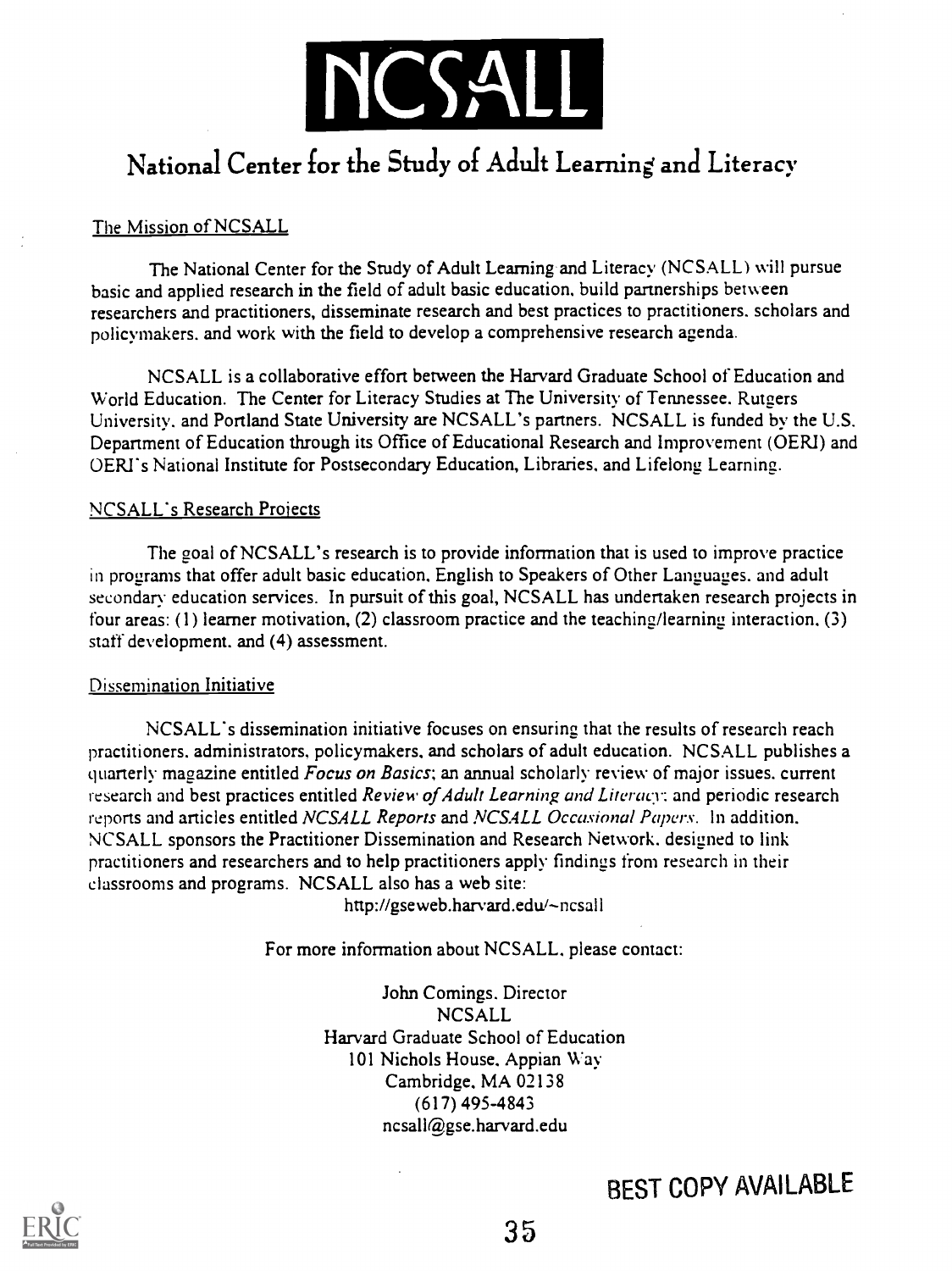# NCSALL

## National Center for the Study of Adult Learning and Literacy

### The Mission of NCSALL

The National Center for the Study of Adult Learning and Literacy (NCSALL) will pursue basic and applied research in the field of adult basic education, build partnerships between researchers and practitioners, disseminate research and best practices to practitioners, scholars and policymakers, and work with the field to develop a comprehensive research agenda.

NCSALL is a collaborative effort between the Harvard Graduate School of Education and World Education. The Center for Literacy Studies at The University of Tennessee, Rutgers University, and Portland State University are NCSALL's partners. NCSALL is funded by the U.S. Department of Education through its Office of Educational Research and Improvement (OERI) and OERI's National Institute for Postsecondary Education, Libraries, and Lifelong Learning.

### NCSALL's Research Projects

The goal of NCSALL's research is to provide information that is used to improve practice in programs that offer adult basic education, English to Speakers of Other Languages, and adult secondary education services. In pursuit of this goal, NCSALL has undertaken research projects in four areas: (1) learner motivation, (2) classroom practice and the teaching/learning interaction, (3) staff development, and (4) assessment.

### Dissemination Initiative

NCSALL's dissemination initiative focuses on ensuring that the results of research reach practitioners, administrators, policymakers, and scholars of adult education. NCSALL publishes a quarterly magazine entitled *Focus on Basics*; an annual scholarly review of major issues, current research and best practices entitled *Review of Adult Learning and Literacy*; and periodic research reports and articles entitled *NCSALL Reports* and *NCSALL Occasional Papers*. In addition, NCSALL sponsors the Practitioner Dissemination and Research Network, designed to link practitioners and researchers and to help practitioners apply findings from research in their classrooms and programs. NCSALL also has a web site:

http://gseweb.harvard.edu/~ncsall

For more information about NCSALL, please contact:

John Comings, Director
NCSALL
Harvard Graduate School of Education
101 Nichols House, Appian Way
Cambridge, MA 02138
(617) 495-4843
ncsall@gse.harvard.edu

BEST COPY AVAILABLE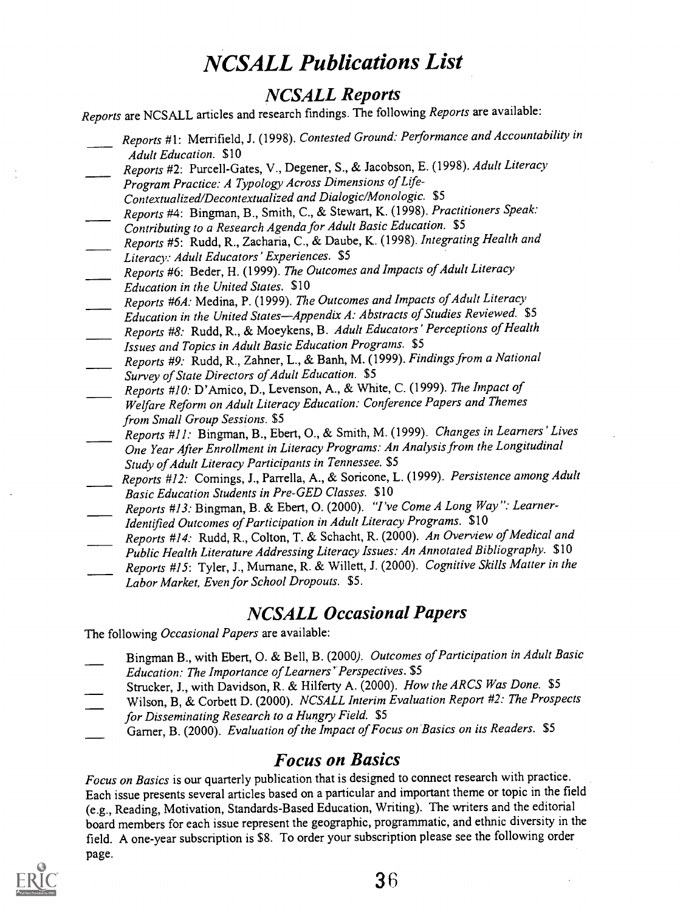# NCSALL Publications List

## NCSALL Reports

*Reports* are NCSALL articles and research findings. The following *Reports* are available:

- ____ *Reports* #1: Merrifield, J. (1998). *Contested Ground: Performance and Accountability in Adult Education.* $10
- ____ *Reports* #2: Purcell-Gates, V., Degener, S., & Jacobson, E. (1998). *Adult Literacy Program Practice: A Typology Across Dimensions of Life-Contextualized/Decontextualized and Dialogic/Monologic.* $5
- ____ *Reports* #4: Bingman, B., Smith, C., & Stewart, K. (1998). *Practitioners Speak: Contributing to a Research Agenda for Adult Basic Education.* $5
- ____ *Reports* #5: Rudd, R., Zacharia, C., & Daube, K. (1998). *Integrating Health and Literacy: Adult Educators' Experiences.* $5
- ____ *Reports* #6: Beder, H. (1999). *The Outcomes and Impacts of Adult Literacy Education in the United States.* $10
- ____ *Reports #6A:* Medina, P. (1999). *The Outcomes and Impacts of Adult Literacy Education in the United States—Appendix A: Abstracts of Studies Reviewed.* $5
- ____ *Reports #8:* Rudd, R., & Moeykens, B. *Adult Educators' Perceptions of Health Issues and Topics in Adult Basic Education Programs.* $5
- ____ *Reports #9:* Rudd, R., Zahner, L., & Banh, M. (1999). *Findings from a National Survey of State Directors of Adult Education.* $5
- ____ *Reports #10:* D'Amico, D., Levenson, A., & White, C. (1999). *The Impact of Welfare Reform on Adult Literacy Education: Conference Papers and Themes from Small Group Sessions.* $5
- ____ *Reports #11:* Bingman, B., Ebert, O., & Smith, M. (1999). *Changes in Learners' Lives One Year After Enrollment in Literacy Programs: An Analysis from the Longitudinal Study of Adult Literacy Participants in Tennessee.* $5
- ____ *Reports #12:* Comings, J., Parrella, A., & Soricone, L. (1999). *Persistence among Adult Basic Education Students in Pre-GED Classes.* $10
- ____ *Reports #13:* Bingman, B. & Ebert, O. (2000). *"I've Come A Long Way": Learner-Identified Outcomes of Participation in Adult Literacy Programs.* $10
- ____ *Reports #14:* Rudd, R., Colton, T. & Schacht, R. (2000). *An Overview of Medical and Public Health Literature Addressing Literacy Issues: An Annotated Bibliography.* $10
- ____ *Reports #15*: Tyler, J., Murnane, R. & Willett, J. (2000). *Cognitive Skills Matter in the Labor Market, Even for School Dropouts.* $5.

## NCSALL Occasional Papers

The following *Occasional Papers* are available:

- ____ Bingman B., with Ebert, O. & Bell, B. (2000). *Outcomes of Participation in Adult Basic Education: The Importance of Learners' Perspectives.* $5
- ____ Strucker, J., with Davidson, R. & Hilferty A. (2000). *How the ARCS Was Done.* $5
- ____ Wilson, B, & Corbett D. (2000). *NCSALL Interim Evaluation Report #2: The Prospects for Disseminating Research to a Hungry Field.* $5
- ____ Garner, B. (2000). *Evaluation of the Impact of Focus on Basics on its Readers.* $5

## Focus on Basics

*Focus on Basics* is our quarterly publication that is designed to connect research with practice. Each issue presents several articles based on a particular and important theme or topic in the field (e.g., Reading, Motivation, Standards-Based Education, Writing). The writers and the editorial board members for each issue represent the geographic, programmatic, and ethnic diversity in the field. A one-year subscription is $8. To order your subscription please see the following order page.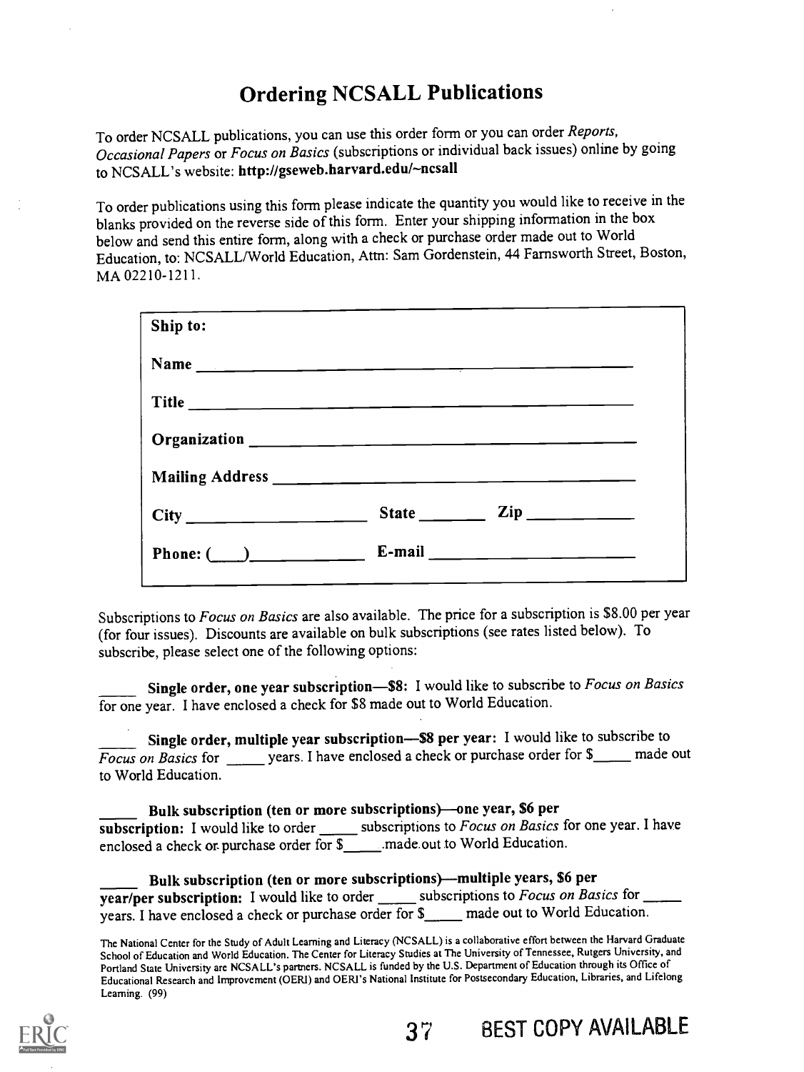# Ordering NCSALL Publications

To order NCSALL publications, you can use this order form or you can order *Reports, Occasional Papers* or *Focus on Basics* (subscriptions or individual back issues) online by going to NCSALL's website: **http://gseweb.harvard.edu/~ncsall**

To order publications using this form please indicate the quantity you would like to receive in the blanks provided on the reverse side of this form. Enter your shipping information in the box below and send this entire form, along with a check or purchase order made out to World Education, to: NCSALL/World Education, Attn: Sam Gordenstein, 44 Farnsworth Street, Boston, MA 02210-1211.

**Ship to:**

**Name** ____________________________________________

**Title** ____________________________________________

**Organization** ______________________________________

**Mailing Address** ___________________________________

**City** ____________________ **State** ________ **Zip** ____________

**Phone:** (___)_____________ **E-mail** _______________________

Subscriptions to *Focus on Basics* are also available. The price for a subscription is $8.00 per year (for four issues). Discounts are available on bulk subscriptions (see rates listed below). To subscribe, please select one of the following options:

_____ **Single order, one year subscription—$8:** I would like to subscribe to *Focus on Basics* for one year. I have enclosed a check for $8 made out to World Education.

_____ **Single order, multiple year subscription—$8 per year:** I would like to subscribe to *Focus on Basics* for _____ years. I have enclosed a check or purchase order for $_____ made out to World Education.

_____ **Bulk subscription (ten or more subscriptions)—one year, $6 per subscription:** I would like to order _____ subscriptions to *Focus on Basics* for one year. I have enclosed a check or purchase order for $_____ made out to World Education.

_____ **Bulk subscription (ten or more subscriptions)—multiple years, $6 per year/per subscription:** I would like to order _____ subscriptions to *Focus on Basics* for _____ years. I have enclosed a check or purchase order for $_____ made out to World Education.

The National Center for the Study of Adult Learning and Literacy (NCSALL) is a collaborative effort between the Harvard Graduate School of Education and World Education. The Center for Literacy Studies at The University of Tennessee, Rutgers University, and Portland State University are NCSALL's partners. NCSALL is funded by the U.S. Department of Education through its Office of Educational Research and Improvement (OERI) and OERI's National Institute for Postsecondary Education, Libraries, and Lifelong Learning. (99)

BEST COPY AVAILABLE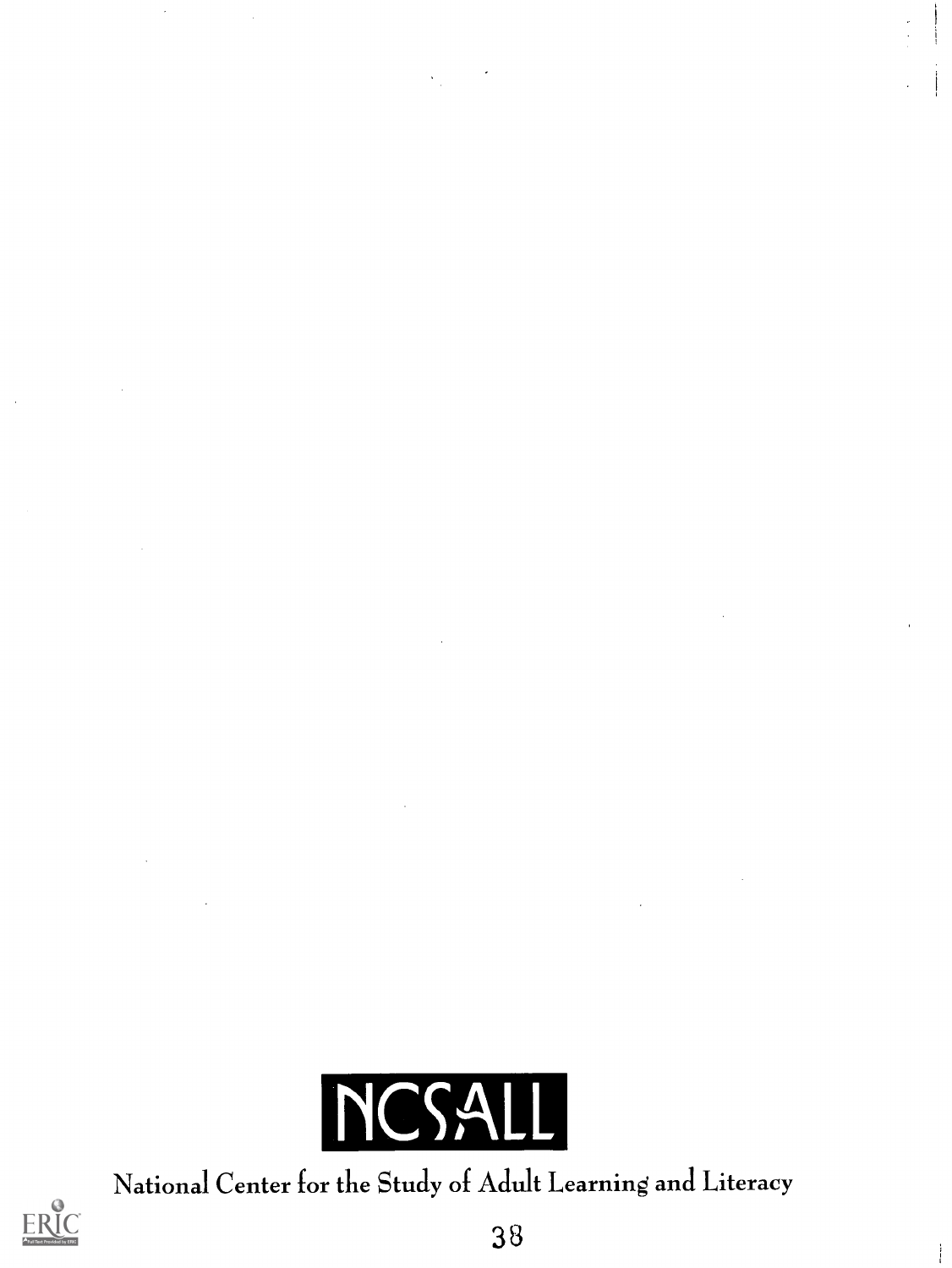NCSALL

National Center for the Study of Adult Learning and Literacy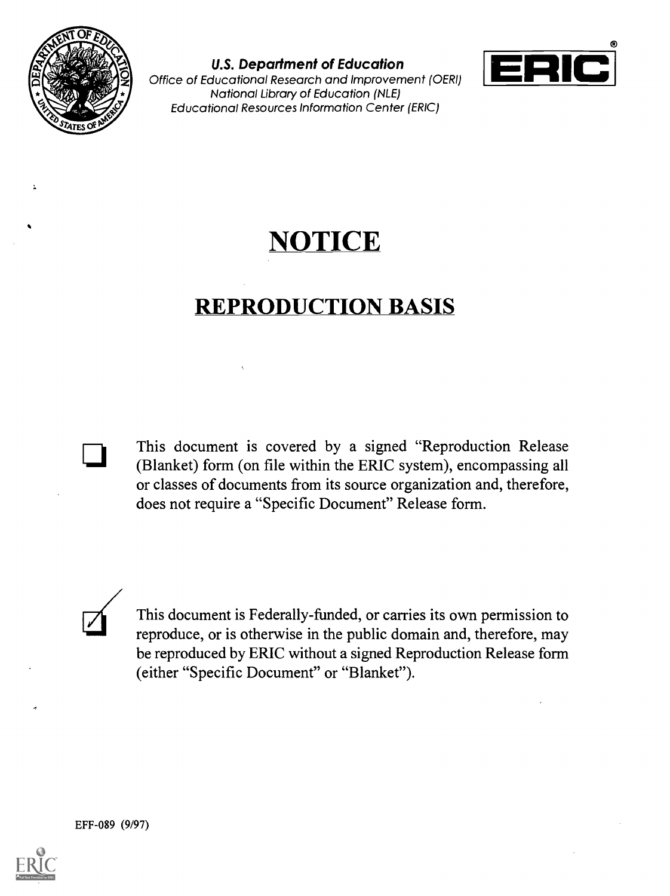**U.S. Department of Education**

*Office of Educational Research and Improvement (OERI)*
*National Library of Education (NLE)*
*Educational Resources Information Center (ERIC)*

ERIC®

# NOTICE

## REPRODUCTION BASIS

☐ This document is covered by a signed "Reproduction Release (Blanket) form (on file within the ERIC system), encompassing all or classes of documents from its source organization and, therefore, does not require a "Specific Document" Release form.

☑ This document is Federally-funded, or carries its own permission to reproduce, or is otherwise in the public domain and, therefore, may be reproduced by ERIC without a signed Reproduction Release form (either "Specific Document" or "Blanket").

EFF-089 (9/97)